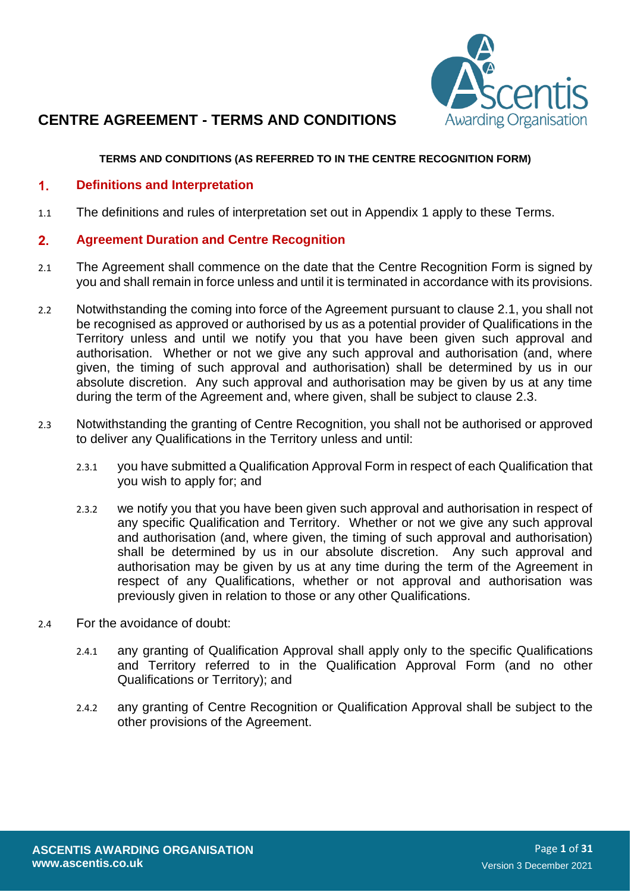# CENTRE AGREEMENT - TERMS AND CONDITIONS

**TERMS AND CONDITIONS (AS REFERRED TO IN THE CENTRE RECOGNITION FORM)**

## 1. Definitions and Interpretation

1.1 The definitions and rules of interpretation set out in Appendix 1 apply to these Terms.

## 2. Agreement Duration and Centre Recognition

2.1 The Agreement shall commence on the date that the Centre Recognition Form is signed by you and shall remain in force unless and until it is terminated in accordance with its provisions.

2.2 Notwithstanding the coming into force of the Agreement pursuant to clause 2.1, you shall not be recognised as approved or authorised by us as a potential provider of Qualifications in the Territory unless and until we notify you that you have been given such approval and authorisation. Whether or not we give any such approval and authorisation (and, where given, the timing of such approval and authorisation) shall be determined by us in our absolute discretion. Any such approval and authorisation may be given by us at any time during the term of the Agreement and, where given, shall be subject to clause 2.3.

2.3 Notwithstanding the granting of Centre Recognition, you shall not be authorised or approved to deliver any Qualifications in the Territory unless and until:

2.3.1 you have submitted a Qualification Approval Form in respect of each Qualification that you wish to apply for; and

2.3.2 we notify you that you have been given such approval and authorisation in respect of any specific Qualification and Territory. Whether or not we give any such approval and authorisation (and, where given, the timing of such approval and authorisation) shall be determined by us in our absolute discretion. Any such approval and authorisation may be given by us at any time during the term of the Agreement in respect of any Qualifications, whether or not approval and authorisation was previously given in relation to those or any other Qualifications.

2.4 For the avoidance of doubt:

2.4.1 any granting of Qualification Approval shall apply only to the specific Qualifications and Territory referred to in the Qualification Approval Form (and no other Qualifications or Territory); and

2.4.2 any granting of Centre Recognition or Qualification Approval shall be subject to the other provisions of the Agreement.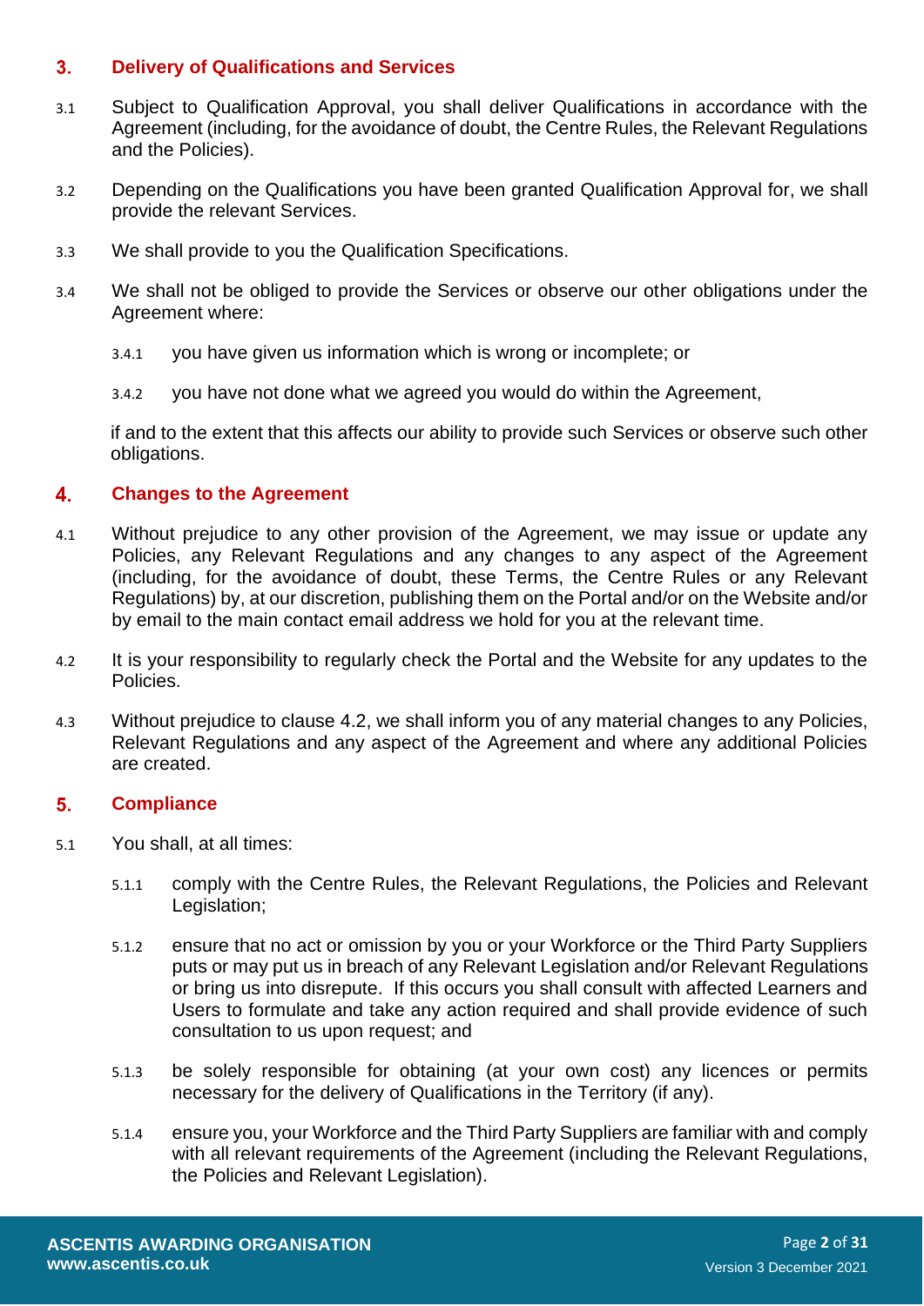## 3. Delivery of Qualifications and Services

3.1 Subject to Qualification Approval, you shall deliver Qualifications in accordance with the Agreement (including, for the avoidance of doubt, the Centre Rules, the Relevant Regulations and the Policies).

3.2 Depending on the Qualifications you have been granted Qualification Approval for, we shall provide the relevant Services.

3.3 We shall provide to you the Qualification Specifications.

3.4 We shall not be obliged to provide the Services or observe our other obligations under the Agreement where:

3.4.1 you have given us information which is wrong or incomplete; or

3.4.2 you have not done what we agreed you would do within the Agreement,

if and to the extent that this affects our ability to provide such Services or observe such other obligations.

## 4. Changes to the Agreement

4.1 Without prejudice to any other provision of the Agreement, we may issue or update any Policies, any Relevant Regulations and any changes to any aspect of the Agreement (including, for the avoidance of doubt, these Terms, the Centre Rules or any Relevant Regulations) by, at our discretion, publishing them on the Portal and/or on the Website and/or by email to the main contact email address we hold for you at the relevant time.

4.2 It is your responsibility to regularly check the Portal and the Website for any updates to the Policies.

4.3 Without prejudice to clause 4.2, we shall inform you of any material changes to any Policies, Relevant Regulations and any aspect of the Agreement and where any additional Policies are created.

## 5. Compliance

5.1 You shall, at all times:

5.1.1 comply with the Centre Rules, the Relevant Regulations, the Policies and Relevant Legislation;

5.1.2 ensure that no act or omission by you or your Workforce or the Third Party Suppliers puts or may put us in breach of any Relevant Legislation and/or Relevant Regulations or bring us into disrepute. If this occurs you shall consult with affected Learners and Users to formulate and take any action required and shall provide evidence of such consultation to us upon request; and

5.1.3 be solely responsible for obtaining (at your own cost) any licences or permits necessary for the delivery of Qualifications in the Territory (if any).

5.1.4 ensure you, your Workforce and the Third Party Suppliers are familiar with and comply with all relevant requirements of the Agreement (including the Relevant Regulations, the Policies and Relevant Legislation).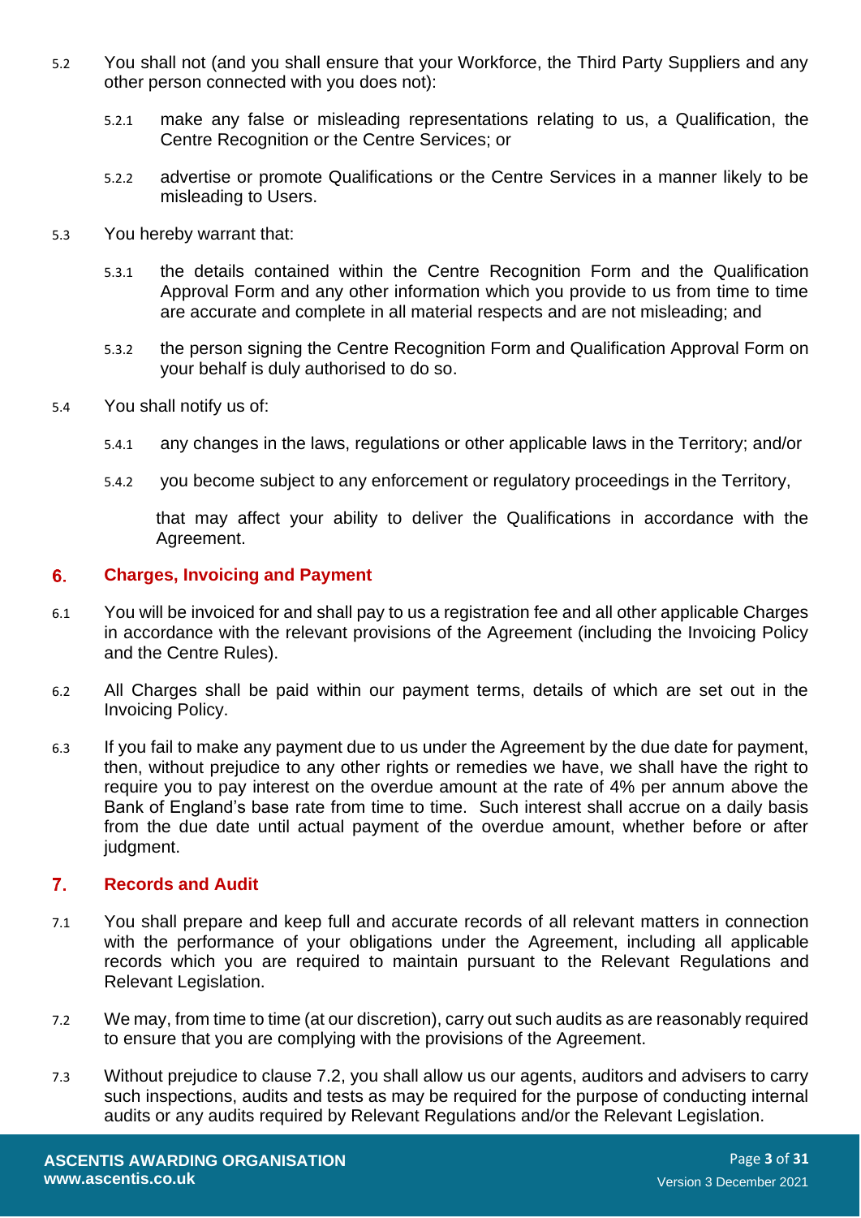5.2 You shall not (and you shall ensure that your Workforce, the Third Party Suppliers and any other person connected with you does not):

5.2.1 make any false or misleading representations relating to us, a Qualification, the Centre Recognition or the Centre Services; or

5.2.2 advertise or promote Qualifications or the Centre Services in a manner likely to be misleading to Users.

5.3 You hereby warrant that:

5.3.1 the details contained within the Centre Recognition Form and the Qualification Approval Form and any other information which you provide to us from time to time are accurate and complete in all material respects and are not misleading; and

5.3.2 the person signing the Centre Recognition Form and Qualification Approval Form on your behalf is duly authorised to do so.

5.4 You shall notify us of:

5.4.1 any changes in the laws, regulations or other applicable laws in the Territory; and/or

5.4.2 you become subject to any enforcement or regulatory proceedings in the Territory,

that may affect your ability to deliver the Qualifications in accordance with the Agreement.

## 6. Charges, Invoicing and Payment

6.1 You will be invoiced for and shall pay to us a registration fee and all other applicable Charges in accordance with the relevant provisions of the Agreement (including the Invoicing Policy and the Centre Rules).

6.2 All Charges shall be paid within our payment terms, details of which are set out in the Invoicing Policy.

6.3 If you fail to make any payment due to us under the Agreement by the due date for payment, then, without prejudice to any other rights or remedies we have, we shall have the right to require you to pay interest on the overdue amount at the rate of 4% per annum above the Bank of England's base rate from time to time. Such interest shall accrue on a daily basis from the due date until actual payment of the overdue amount, whether before or after judgment.

## 7. Records and Audit

7.1 You shall prepare and keep full and accurate records of all relevant matters in connection with the performance of your obligations under the Agreement, including all applicable records which you are required to maintain pursuant to the Relevant Regulations and Relevant Legislation.

7.2 We may, from time to time (at our discretion), carry out such audits as are reasonably required to ensure that you are complying with the provisions of the Agreement.

7.3 Without prejudice to clause 7.2, you shall allow us our agents, auditors and advisers to carry such inspections, audits and tests as may be required for the purpose of conducting internal audits or any audits required by Relevant Regulations and/or the Relevant Legislation.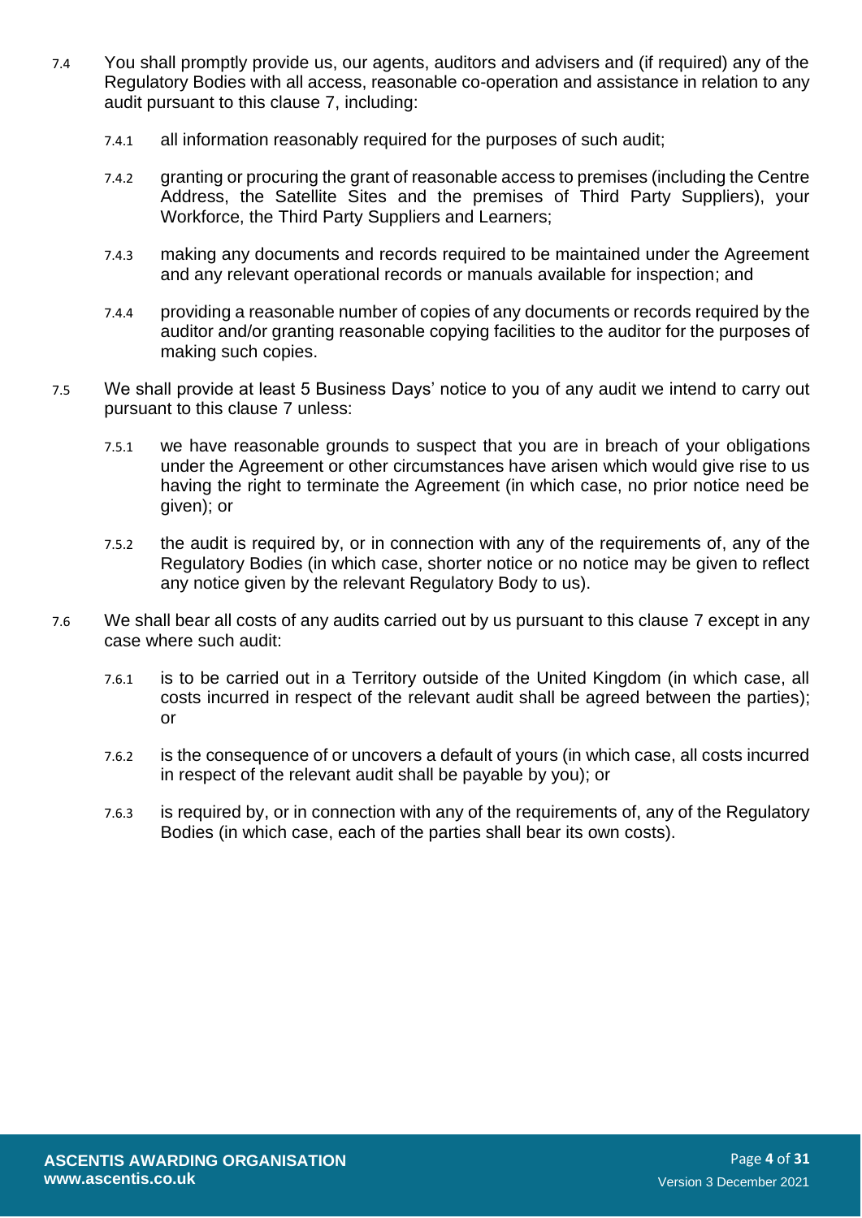7.4 You shall promptly provide us, our agents, auditors and advisers and (if required) any of the Regulatory Bodies with all access, reasonable co-operation and assistance in relation to any audit pursuant to this clause 7, including:

7.4.1 all information reasonably required for the purposes of such audit;

7.4.2 granting or procuring the grant of reasonable access to premises (including the Centre Address, the Satellite Sites and the premises of Third Party Suppliers), your Workforce, the Third Party Suppliers and Learners;

7.4.3 making any documents and records required to be maintained under the Agreement and any relevant operational records or manuals available for inspection; and

7.4.4 providing a reasonable number of copies of any documents or records required by the auditor and/or granting reasonable copying facilities to the auditor for the purposes of making such copies.

7.5 We shall provide at least 5 Business Days' notice to you of any audit we intend to carry out pursuant to this clause 7 unless:

7.5.1 we have reasonable grounds to suspect that you are in breach of your obligations under the Agreement or other circumstances have arisen which would give rise to us having the right to terminate the Agreement (in which case, no prior notice need be given); or

7.5.2 the audit is required by, or in connection with any of the requirements of, any of the Regulatory Bodies (in which case, shorter notice or no notice may be given to reflect any notice given by the relevant Regulatory Body to us).

7.6 We shall bear all costs of any audits carried out by us pursuant to this clause 7 except in any case where such audit:

7.6.1 is to be carried out in a Territory outside of the United Kingdom (in which case, all costs incurred in respect of the relevant audit shall be agreed between the parties); or

7.6.2 is the consequence of or uncovers a default of yours (in which case, all costs incurred in respect of the relevant audit shall be payable by you); or

7.6.3 is required by, or in connection with any of the requirements of, any of the Regulatory Bodies (in which case, each of the parties shall bear its own costs).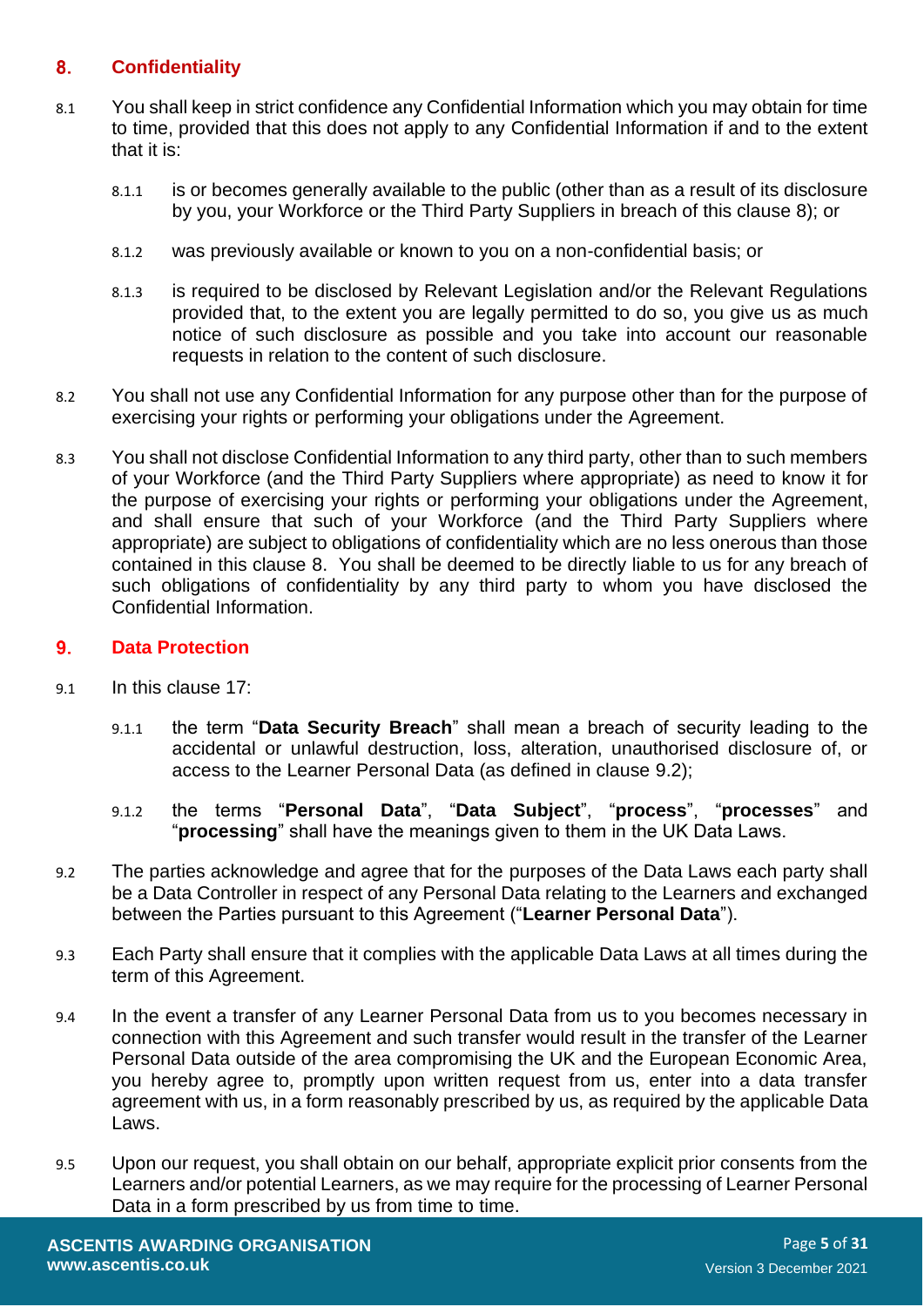## 8. Confidentiality

8.1 You shall keep in strict confidence any Confidential Information which you may obtain for time to time, provided that this does not apply to any Confidential Information if and to the extent that it is:

8.1.1 is or becomes generally available to the public (other than as a result of its disclosure by you, your Workforce or the Third Party Suppliers in breach of this clause 8); or

8.1.2 was previously available or known to you on a non-confidential basis; or

8.1.3 is required to be disclosed by Relevant Legislation and/or the Relevant Regulations provided that, to the extent you are legally permitted to do so, you give us as much notice of such disclosure as possible and you take into account our reasonable requests in relation to the content of such disclosure.

8.2 You shall not use any Confidential Information for any purpose other than for the purpose of exercising your rights or performing your obligations under the Agreement.

8.3 You shall not disclose Confidential Information to any third party, other than to such members of your Workforce (and the Third Party Suppliers where appropriate) as need to know it for the purpose of exercising your rights or performing your obligations under the Agreement, and shall ensure that such of your Workforce (and the Third Party Suppliers where appropriate) are subject to obligations of confidentiality which are no less onerous than those contained in this clause 8. You shall be deemed to be directly liable to us for any breach of such obligations of confidentiality by any third party to whom you have disclosed the Confidential Information.

## 9. Data Protection

9.1 In this clause 17:

9.1.1 the term "**Data Security Breach**" shall mean a breach of security leading to the accidental or unlawful destruction, loss, alteration, unauthorised disclosure of, or access to the Learner Personal Data (as defined in clause 9.2);

9.1.2 the terms "**Personal Data**", "**Data Subject**", "**process**", "**processes**" and "**processing**" shall have the meanings given to them in the UK Data Laws.

9.2 The parties acknowledge and agree that for the purposes of the Data Laws each party shall be a Data Controller in respect of any Personal Data relating to the Learners and exchanged between the Parties pursuant to this Agreement ("**Learner Personal Data**").

9.3 Each Party shall ensure that it complies with the applicable Data Laws at all times during the term of this Agreement.

9.4 In the event a transfer of any Learner Personal Data from us to you becomes necessary in connection with this Agreement and such transfer would result in the transfer of the Learner Personal Data outside of the area compromising the UK and the European Economic Area, you hereby agree to, promptly upon written request from us, enter into a data transfer agreement with us, in a form reasonably prescribed by us, as required by the applicable Data Laws.

9.5 Upon our request, you shall obtain on our behalf, appropriate explicit prior consents from the Learners and/or potential Learners, as we may require for the processing of Learner Personal Data in a form prescribed by us from time to time.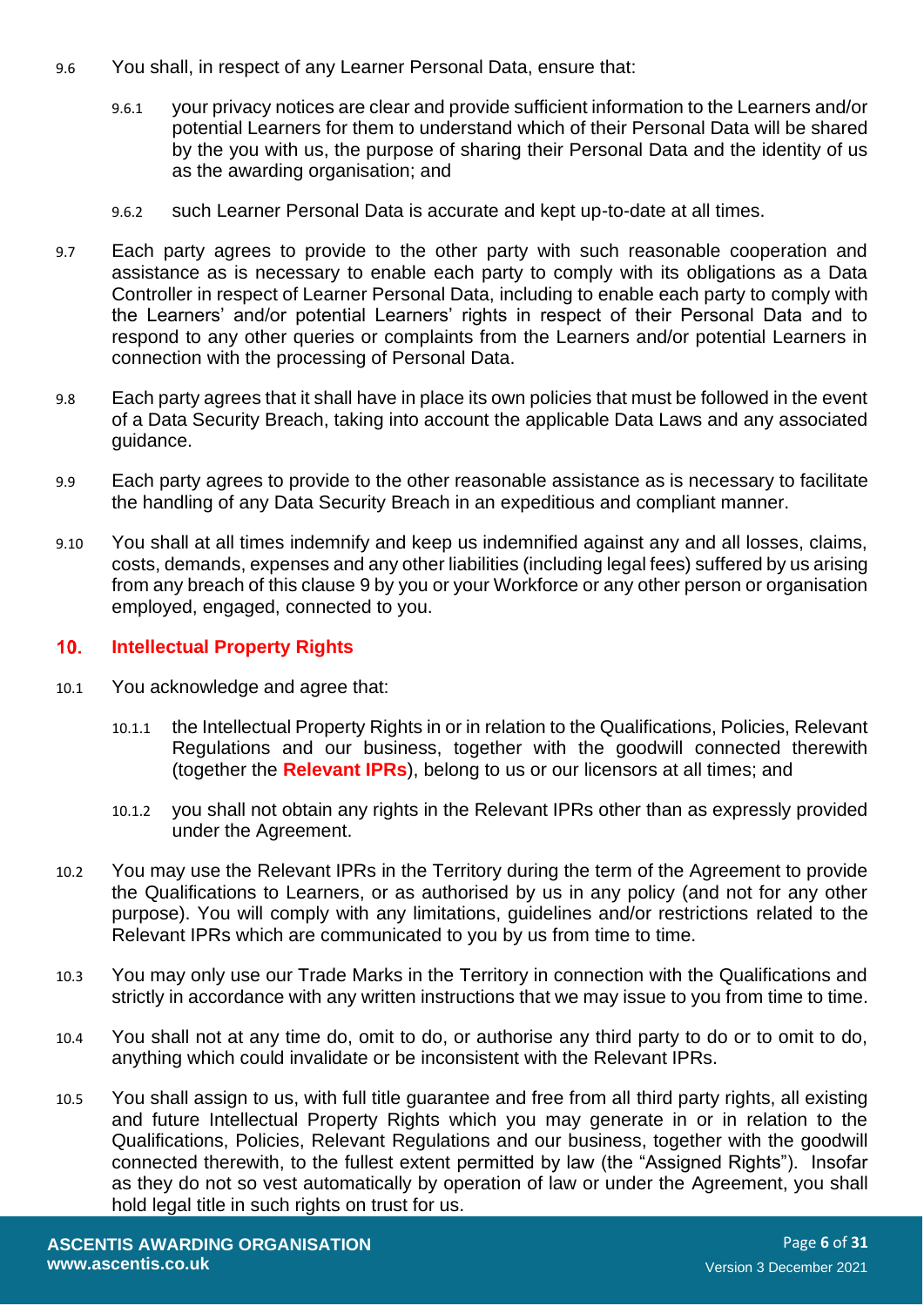9.6 You shall, in respect of any Learner Personal Data, ensure that:

9.6.1 your privacy notices are clear and provide sufficient information to the Learners and/or potential Learners for them to understand which of their Personal Data will be shared by the you with us, the purpose of sharing their Personal Data and the identity of us as the awarding organisation; and

9.6.2 such Learner Personal Data is accurate and kept up-to-date at all times.

9.7 Each party agrees to provide to the other party with such reasonable cooperation and assistance as is necessary to enable each party to comply with its obligations as a Data Controller in respect of Learner Personal Data, including to enable each party to comply with the Learners' and/or potential Learners' rights in respect of their Personal Data and to respond to any other queries or complaints from the Learners and/or potential Learners in connection with the processing of Personal Data.

9.8 Each party agrees that it shall have in place its own policies that must be followed in the event of a Data Security Breach, taking into account the applicable Data Laws and any associated guidance.

9.9 Each party agrees to provide to the other reasonable assistance as is necessary to facilitate the handling of any Data Security Breach in an expeditious and compliant manner.

9.10 You shall at all times indemnify and keep us indemnified against any and all losses, claims, costs, demands, expenses and any other liabilities (including legal fees) suffered by us arising from any breach of this clause 9 by you or your Workforce or any other person or organisation employed, engaged, connected to you.

## 10. Intellectual Property Rights

10.1 You acknowledge and agree that:

10.1.1 the Intellectual Property Rights in or in relation to the Qualifications, Policies, Relevant Regulations and our business, together with the goodwill connected therewith (together the **Relevant IPRs**), belong to us or our licensors at all times; and

10.1.2 you shall not obtain any rights in the Relevant IPRs other than as expressly provided under the Agreement.

10.2 You may use the Relevant IPRs in the Territory during the term of the Agreement to provide the Qualifications to Learners, or as authorised by us in any policy (and not for any other purpose). You will comply with any limitations, guidelines and/or restrictions related to the Relevant IPRs which are communicated to you by us from time to time.

10.3 You may only use our Trade Marks in the Territory in connection with the Qualifications and strictly in accordance with any written instructions that we may issue to you from time to time.

10.4 You shall not at any time do, omit to do, or authorise any third party to do or to omit to do, anything which could invalidate or be inconsistent with the Relevant IPRs.

10.5 You shall assign to us, with full title guarantee and free from all third party rights, all existing and future Intellectual Property Rights which you may generate in or in relation to the Qualifications, Policies, Relevant Regulations and our business, together with the goodwill connected therewith, to the fullest extent permitted by law (the "Assigned Rights"). Insofar as they do not so vest automatically by operation of law or under the Agreement, you shall hold legal title in such rights on trust for us.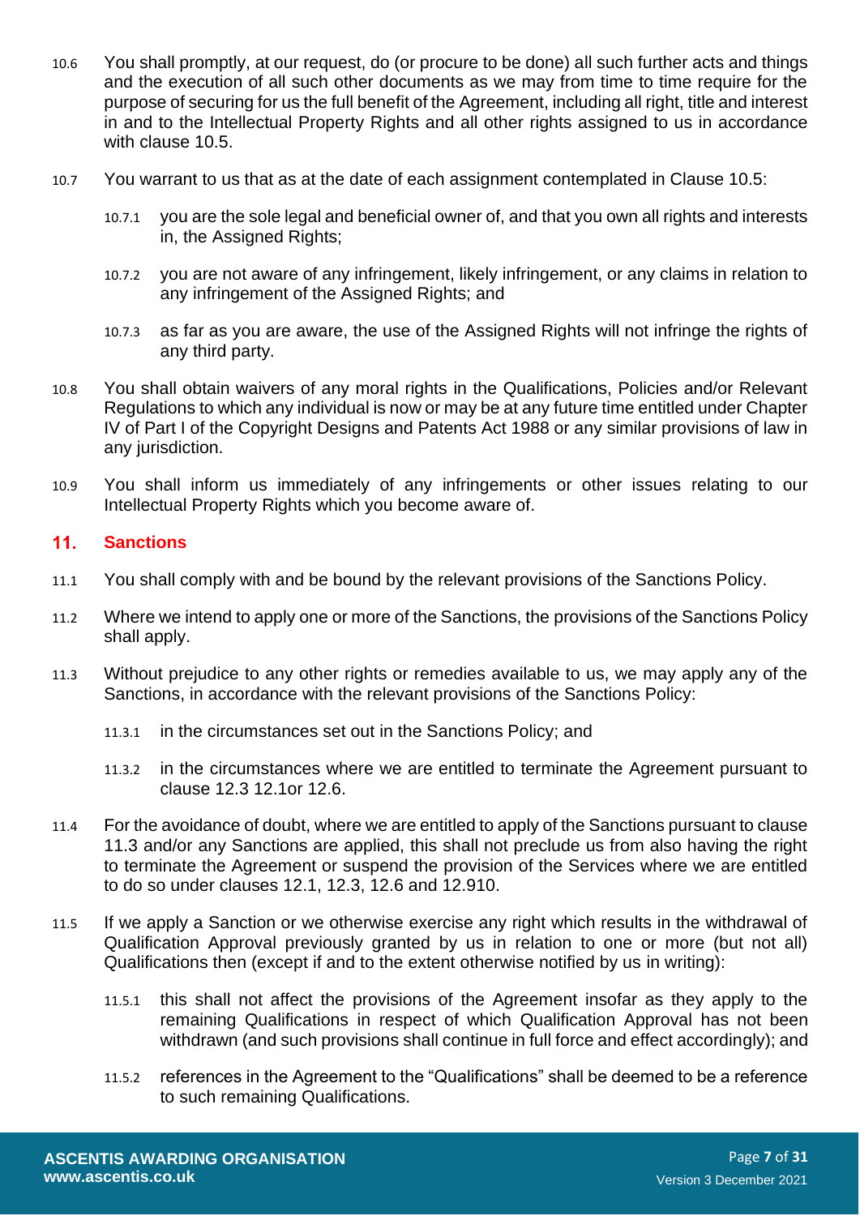10.6 You shall promptly, at our request, do (or procure to be done) all such further acts and things and the execution of all such other documents as we may from time to time require for the purpose of securing for us the full benefit of the Agreement, including all right, title and interest in and to the Intellectual Property Rights and all other rights assigned to us in accordance with clause 10.5.

10.7 You warrant to us that as at the date of each assignment contemplated in Clause 10.5:

10.7.1 you are the sole legal and beneficial owner of, and that you own all rights and interests in, the Assigned Rights;

10.7.2 you are not aware of any infringement, likely infringement, or any claims in relation to any infringement of the Assigned Rights; and

10.7.3 as far as you are aware, the use of the Assigned Rights will not infringe the rights of any third party.

10.8 You shall obtain waivers of any moral rights in the Qualifications, Policies and/or Relevant Regulations to which any individual is now or may be at any future time entitled under Chapter IV of Part I of the Copyright Designs and Patents Act 1988 or any similar provisions of law in any jurisdiction.

10.9 You shall inform us immediately of any infringements or other issues relating to our Intellectual Property Rights which you become aware of.

## 11. Sanctions

11.1 You shall comply with and be bound by the relevant provisions of the Sanctions Policy.

11.2 Where we intend to apply one or more of the Sanctions, the provisions of the Sanctions Policy shall apply.

11.3 Without prejudice to any other rights or remedies available to us, we may apply any of the Sanctions, in accordance with the relevant provisions of the Sanctions Policy:

11.3.1 in the circumstances set out in the Sanctions Policy; and

11.3.2 in the circumstances where we are entitled to terminate the Agreement pursuant to clause 12.3 12.1or 12.6.

11.4 For the avoidance of doubt, where we are entitled to apply of the Sanctions pursuant to clause 11.3 and/or any Sanctions are applied, this shall not preclude us from also having the right to terminate the Agreement or suspend the provision of the Services where we are entitled to do so under clauses 12.1, 12.3, 12.6 and 12.910.

11.5 If we apply a Sanction or we otherwise exercise any right which results in the withdrawal of Qualification Approval previously granted by us in relation to one or more (but not all) Qualifications then (except if and to the extent otherwise notified by us in writing):

11.5.1 this shall not affect the provisions of the Agreement insofar as they apply to the remaining Qualifications in respect of which Qualification Approval has not been withdrawn (and such provisions shall continue in full force and effect accordingly); and

11.5.2 references in the Agreement to the “Qualifications” shall be deemed to be a reference to such remaining Qualifications.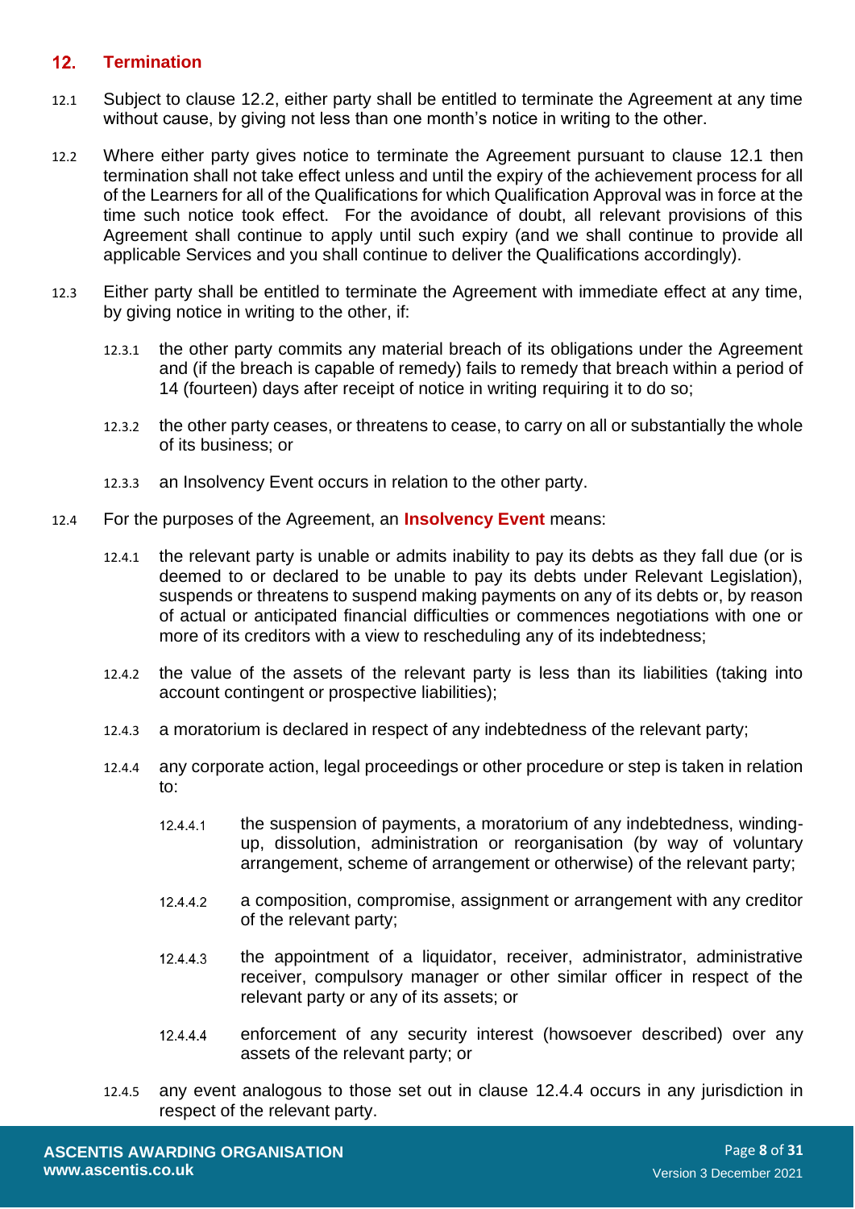## 12. Termination

12.1 Subject to clause 12.2, either party shall be entitled to terminate the Agreement at any time without cause, by giving not less than one month's notice in writing to the other.

12.2 Where either party gives notice to terminate the Agreement pursuant to clause 12.1 then termination shall not take effect unless and until the expiry of the achievement process for all of the Learners for all of the Qualifications for which Qualification Approval was in force at the time such notice took effect. For the avoidance of doubt, all relevant provisions of this Agreement shall continue to apply until such expiry (and we shall continue to provide all applicable Services and you shall continue to deliver the Qualifications accordingly).

12.3 Either party shall be entitled to terminate the Agreement with immediate effect at any time, by giving notice in writing to the other, if:

12.3.1 the other party commits any material breach of its obligations under the Agreement and (if the breach is capable of remedy) fails to remedy that breach within a period of 14 (fourteen) days after receipt of notice in writing requiring it to do so;

12.3.2 the other party ceases, or threatens to cease, to carry on all or substantially the whole of its business; or

12.3.3 an Insolvency Event occurs in relation to the other party.

12.4 For the purposes of the Agreement, an **Insolvency Event** means:

12.4.1 the relevant party is unable or admits inability to pay its debts as they fall due (or is deemed to or declared to be unable to pay its debts under Relevant Legislation), suspends or threatens to suspend making payments on any of its debts or, by reason of actual or anticipated financial difficulties or commences negotiations with one or more of its creditors with a view to rescheduling any of its indebtedness;

12.4.2 the value of the assets of the relevant party is less than its liabilities (taking into account contingent or prospective liabilities);

12.4.3 a moratorium is declared in respect of any indebtedness of the relevant party;

12.4.4 any corporate action, legal proceedings or other procedure or step is taken in relation to:

12.4.4.1 the suspension of payments, a moratorium of any indebtedness, winding-up, dissolution, administration or reorganisation (by way of voluntary arrangement, scheme of arrangement or otherwise) of the relevant party;

12.4.4.2 a composition, compromise, assignment or arrangement with any creditor of the relevant party;

12.4.4.3 the appointment of a liquidator, receiver, administrator, administrative receiver, compulsory manager or other similar officer in respect of the relevant party or any of its assets; or

12.4.4.4 enforcement of any security interest (howsoever described) over any assets of the relevant party; or

12.4.5 any event analogous to those set out in clause 12.4.4 occurs in any jurisdiction in respect of the relevant party.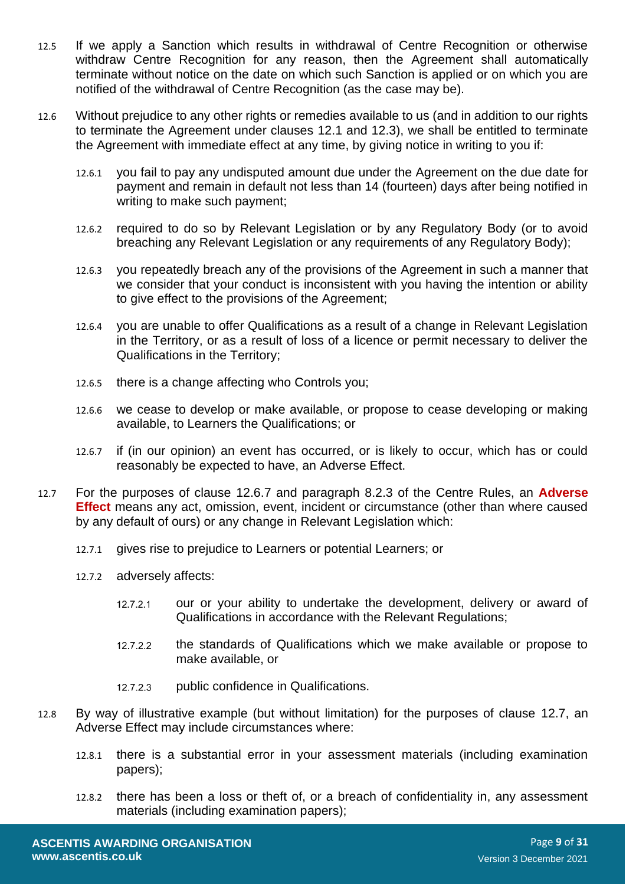12.5 If we apply a Sanction which results in withdrawal of Centre Recognition or otherwise withdraw Centre Recognition for any reason, then the Agreement shall automatically terminate without notice on the date on which such Sanction is applied or on which you are notified of the withdrawal of Centre Recognition (as the case may be).

12.6 Without prejudice to any other rights or remedies available to us (and in addition to our rights to terminate the Agreement under clauses 12.1 and 12.3), we shall be entitled to terminate the Agreement with immediate effect at any time, by giving notice in writing to you if:

12.6.1 you fail to pay any undisputed amount due under the Agreement on the due date for payment and remain in default not less than 14 (fourteen) days after being notified in writing to make such payment;

12.6.2 required to do so by Relevant Legislation or by any Regulatory Body (or to avoid breaching any Relevant Legislation or any requirements of any Regulatory Body);

12.6.3 you repeatedly breach any of the provisions of the Agreement in such a manner that we consider that your conduct is inconsistent with you having the intention or ability to give effect to the provisions of the Agreement;

12.6.4 you are unable to offer Qualifications as a result of a change in Relevant Legislation in the Territory, or as a result of loss of a licence or permit necessary to deliver the Qualifications in the Territory;

12.6.5 there is a change affecting who Controls you;

12.6.6 we cease to develop or make available, or propose to cease developing or making available, to Learners the Qualifications; or

12.6.7 if (in our opinion) an event has occurred, or is likely to occur, which has or could reasonably be expected to have, an Adverse Effect.

12.7 For the purposes of clause 12.6.7 and paragraph 8.2.3 of the Centre Rules, an **Adverse Effect** means any act, omission, event, incident or circumstance (other than where caused by any default of ours) or any change in Relevant Legislation which:

12.7.1 gives rise to prejudice to Learners or potential Learners; or

12.7.2 adversely affects:

12.7.2.1 our or your ability to undertake the development, delivery or award of Qualifications in accordance with the Relevant Regulations;

12.7.2.2 the standards of Qualifications which we make available or propose to make available, or

12.7.2.3 public confidence in Qualifications.

12.8 By way of illustrative example (but without limitation) for the purposes of clause 12.7, an Adverse Effect may include circumstances where:

12.8.1 there is a substantial error in your assessment materials (including examination papers);

12.8.2 there has been a loss or theft of, or a breach of confidentiality in, any assessment materials (including examination papers);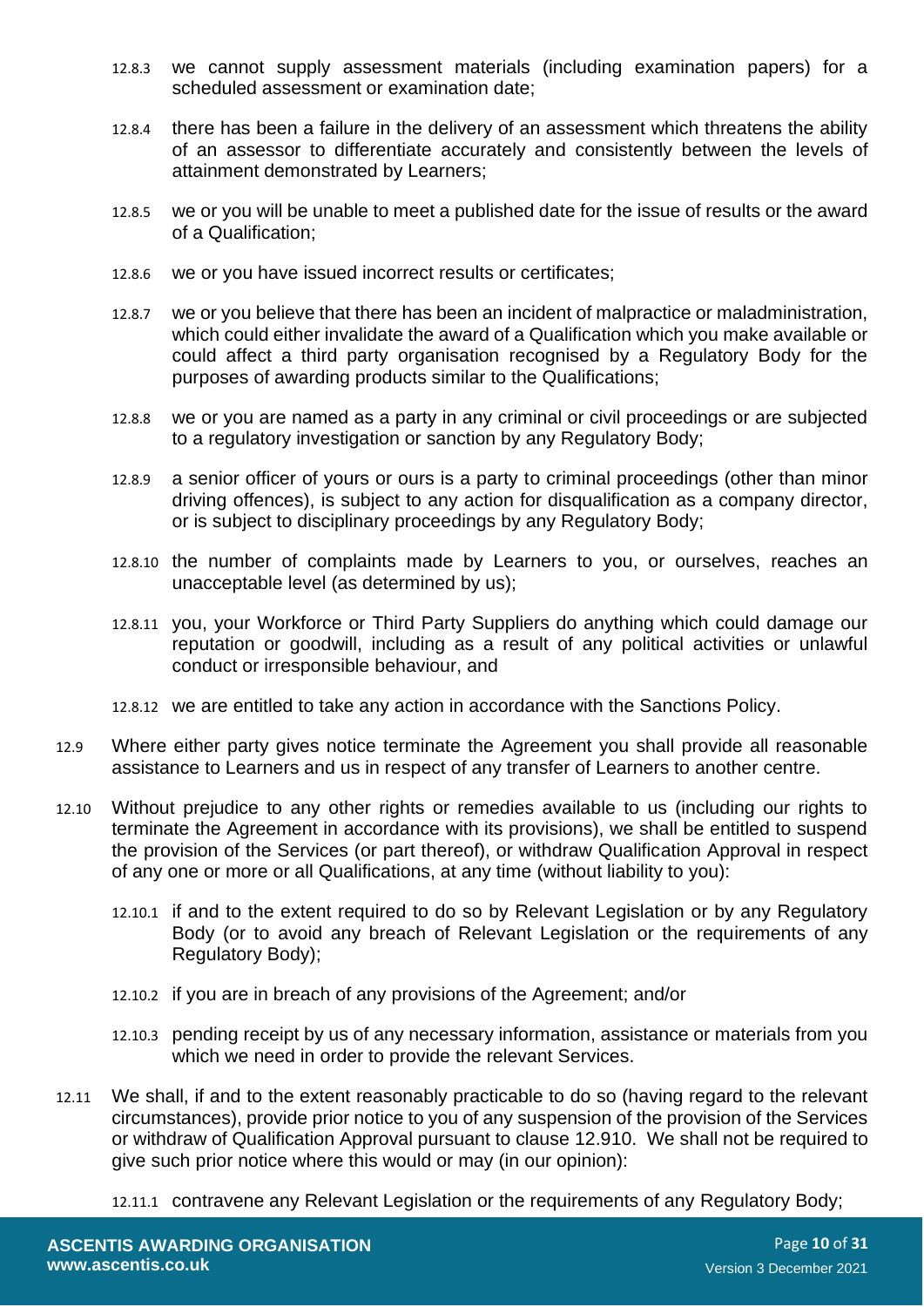12.8.3 we cannot supply assessment materials (including examination papers) for a scheduled assessment or examination date;

12.8.4 there has been a failure in the delivery of an assessment which threatens the ability of an assessor to differentiate accurately and consistently between the levels of attainment demonstrated by Learners;

12.8.5 we or you will be unable to meet a published date for the issue of results or the award of a Qualification;

12.8.6 we or you have issued incorrect results or certificates;

12.8.7 we or you believe that there has been an incident of malpractice or maladministration, which could either invalidate the award of a Qualification which you make available or could affect a third party organisation recognised by a Regulatory Body for the purposes of awarding products similar to the Qualifications;

12.8.8 we or you are named as a party in any criminal or civil proceedings or are subjected to a regulatory investigation or sanction by any Regulatory Body;

12.8.9 a senior officer of yours or ours is a party to criminal proceedings (other than minor driving offences), is subject to any action for disqualification as a company director, or is subject to disciplinary proceedings by any Regulatory Body;

12.8.10 the number of complaints made by Learners to you, or ourselves, reaches an unacceptable level (as determined by us);

12.8.11 you, your Workforce or Third Party Suppliers do anything which could damage our reputation or goodwill, including as a result of any political activities or unlawful conduct or irresponsible behaviour, and

12.8.12 we are entitled to take any action in accordance with the Sanctions Policy.

12.9 Where either party gives notice terminate the Agreement you shall provide all reasonable assistance to Learners and us in respect of any transfer of Learners to another centre.

12.10 Without prejudice to any other rights or remedies available to us (including our rights to terminate the Agreement in accordance with its provisions), we shall be entitled to suspend the provision of the Services (or part thereof), or withdraw Qualification Approval in respect of any one or more or all Qualifications, at any time (without liability to you):

12.10.1 if and to the extent required to do so by Relevant Legislation or by any Regulatory Body (or to avoid any breach of Relevant Legislation or the requirements of any Regulatory Body);

12.10.2 if you are in breach of any provisions of the Agreement; and/or

12.10.3 pending receipt by us of any necessary information, assistance or materials from you which we need in order to provide the relevant Services.

12.11 We shall, if and to the extent reasonably practicable to do so (having regard to the relevant circumstances), provide prior notice to you of any suspension of the provision of the Services or withdraw of Qualification Approval pursuant to clause 12.910. We shall not be required to give such prior notice where this would or may (in our opinion):

12.11.1 contravene any Relevant Legislation or the requirements of any Regulatory Body;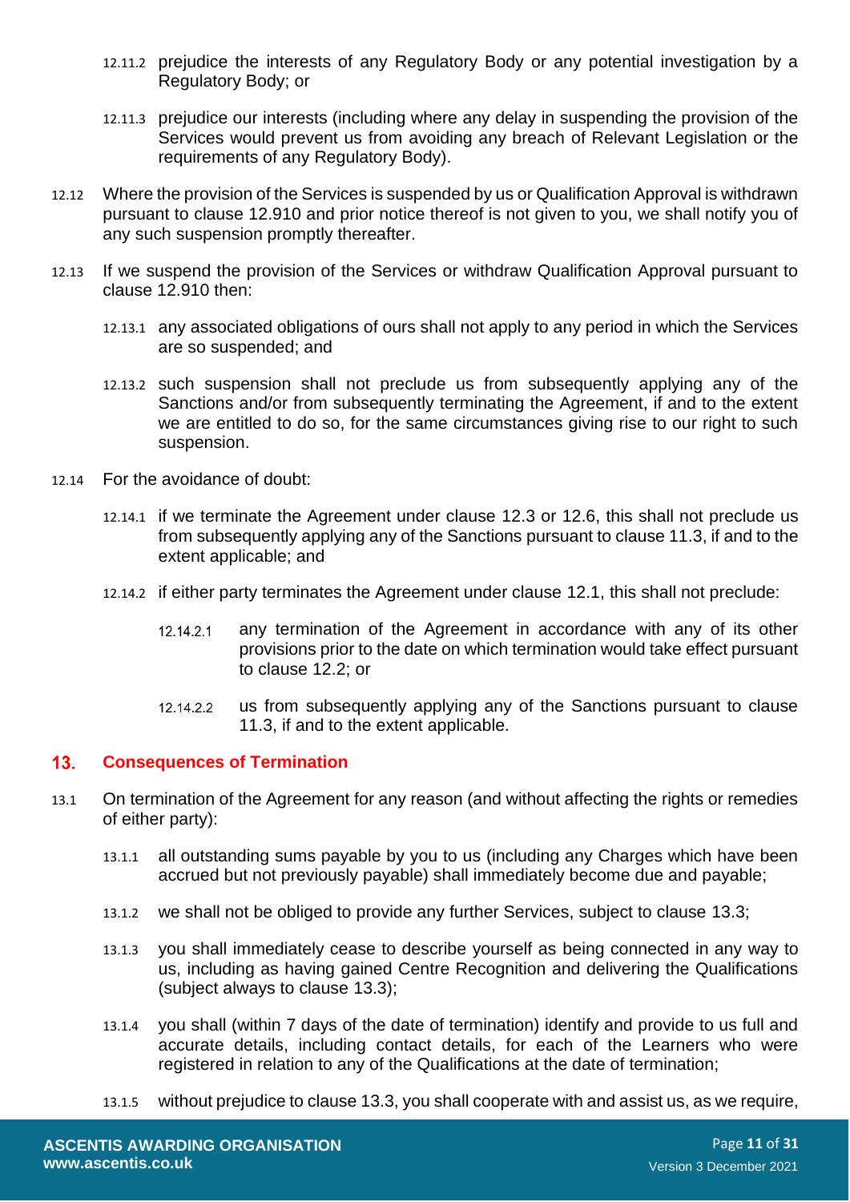12.11.2 prejudice the interests of any Regulatory Body or any potential investigation by a Regulatory Body; or

12.11.3 prejudice our interests (including where any delay in suspending the provision of the Services would prevent us from avoiding any breach of Relevant Legislation or the requirements of any Regulatory Body).

12.12 Where the provision of the Services is suspended by us or Qualification Approval is withdrawn pursuant to clause 12.910 and prior notice thereof is not given to you, we shall notify you of any such suspension promptly thereafter.

12.13 If we suspend the provision of the Services or withdraw Qualification Approval pursuant to clause 12.910 then:

12.13.1 any associated obligations of ours shall not apply to any period in which the Services are so suspended; and

12.13.2 such suspension shall not preclude us from subsequently applying any of the Sanctions and/or from subsequently terminating the Agreement, if and to the extent we are entitled to do so, for the same circumstances giving rise to our right to such suspension.

12.14 For the avoidance of doubt:

12.14.1 if we terminate the Agreement under clause 12.3 or 12.6, this shall not preclude us from subsequently applying any of the Sanctions pursuant to clause 11.3, if and to the extent applicable; and

12.14.2 if either party terminates the Agreement under clause 12.1, this shall not preclude:

12.14.2.1 any termination of the Agreement in accordance with any of its other provisions prior to the date on which termination would take effect pursuant to clause 12.2; or

12.14.2.2 us from subsequently applying any of the Sanctions pursuant to clause 11.3, if and to the extent applicable.

## 13. Consequences of Termination

13.1 On termination of the Agreement for any reason (and without affecting the rights or remedies of either party):

13.1.1 all outstanding sums payable by you to us (including any Charges which have been accrued but not previously payable) shall immediately become due and payable;

13.1.2 we shall not be obliged to provide any further Services, subject to clause 13.3;

13.1.3 you shall immediately cease to describe yourself as being connected in any way to us, including as having gained Centre Recognition and delivering the Qualifications (subject always to clause 13.3);

13.1.4 you shall (within 7 days of the date of termination) identify and provide to us full and accurate details, including contact details, for each of the Learners who were registered in relation to any of the Qualifications at the date of termination;

13.1.5 without prejudice to clause 13.3, you shall cooperate with and assist us, as we require,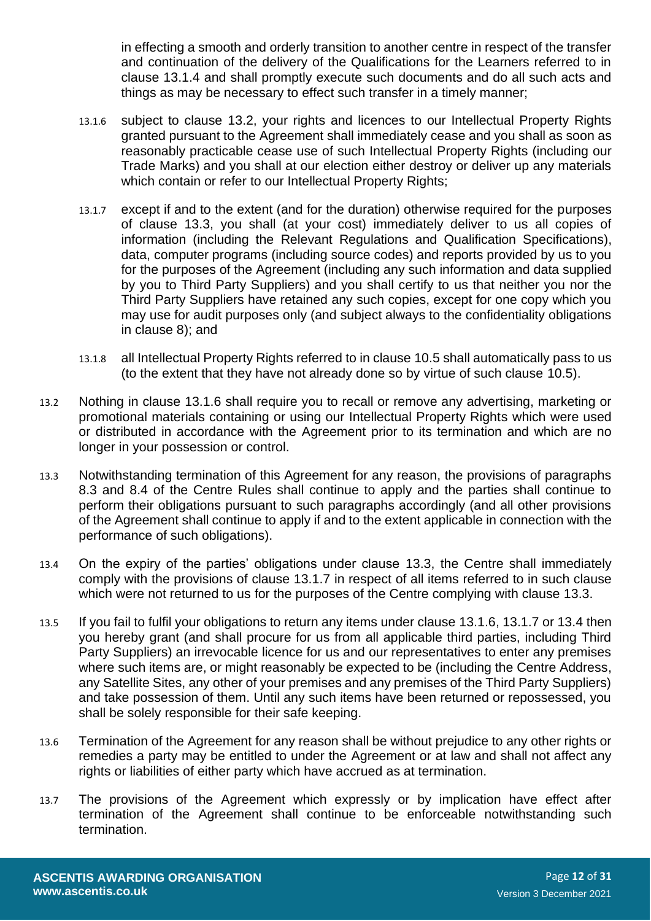in effecting a smooth and orderly transition to another centre in respect of the transfer and continuation of the delivery of the Qualifications for the Learners referred to in clause 13.1.4 and shall promptly execute such documents and do all such acts and things as may be necessary to effect such transfer in a timely manner;

13.1.6 subject to clause 13.2, your rights and licences to our Intellectual Property Rights granted pursuant to the Agreement shall immediately cease and you shall as soon as reasonably practicable cease use of such Intellectual Property Rights (including our Trade Marks) and you shall at our election either destroy or deliver up any materials which contain or refer to our Intellectual Property Rights;

13.1.7 except if and to the extent (and for the duration) otherwise required for the purposes of clause 13.3, you shall (at your cost) immediately deliver to us all copies of information (including the Relevant Regulations and Qualification Specifications), data, computer programs (including source codes) and reports provided by us to you for the purposes of the Agreement (including any such information and data supplied by you to Third Party Suppliers) and you shall certify to us that neither you nor the Third Party Suppliers have retained any such copies, except for one copy which you may use for audit purposes only (and subject always to the confidentiality obligations in clause 8); and

13.1.8 all Intellectual Property Rights referred to in clause 10.5 shall automatically pass to us (to the extent that they have not already done so by virtue of such clause 10.5).

13.2 Nothing in clause 13.1.6 shall require you to recall or remove any advertising, marketing or promotional materials containing or using our Intellectual Property Rights which were used or distributed in accordance with the Agreement prior to its termination and which are no longer in your possession or control.

13.3 Notwithstanding termination of this Agreement for any reason, the provisions of paragraphs 8.3 and 8.4 of the Centre Rules shall continue to apply and the parties shall continue to perform their obligations pursuant to such paragraphs accordingly (and all other provisions of the Agreement shall continue to apply if and to the extent applicable in connection with the performance of such obligations).

13.4 On the expiry of the parties' obligations under clause 13.3, the Centre shall immediately comply with the provisions of clause 13.1.7 in respect of all items referred to in such clause which were not returned to us for the purposes of the Centre complying with clause 13.3.

13.5 If you fail to fulfil your obligations to return any items under clause 13.1.6, 13.1.7 or 13.4 then you hereby grant (and shall procure for us from all applicable third parties, including Third Party Suppliers) an irrevocable licence for us and our representatives to enter any premises where such items are, or might reasonably be expected to be (including the Centre Address, any Satellite Sites, any other of your premises and any premises of the Third Party Suppliers) and take possession of them. Until any such items have been returned or repossessed, you shall be solely responsible for their safe keeping.

13.6 Termination of the Agreement for any reason shall be without prejudice to any other rights or remedies a party may be entitled to under the Agreement or at law and shall not affect any rights or liabilities of either party which have accrued as at termination.

13.7 The provisions of the Agreement which expressly or by implication have effect after termination of the Agreement shall continue to be enforceable notwithstanding such termination.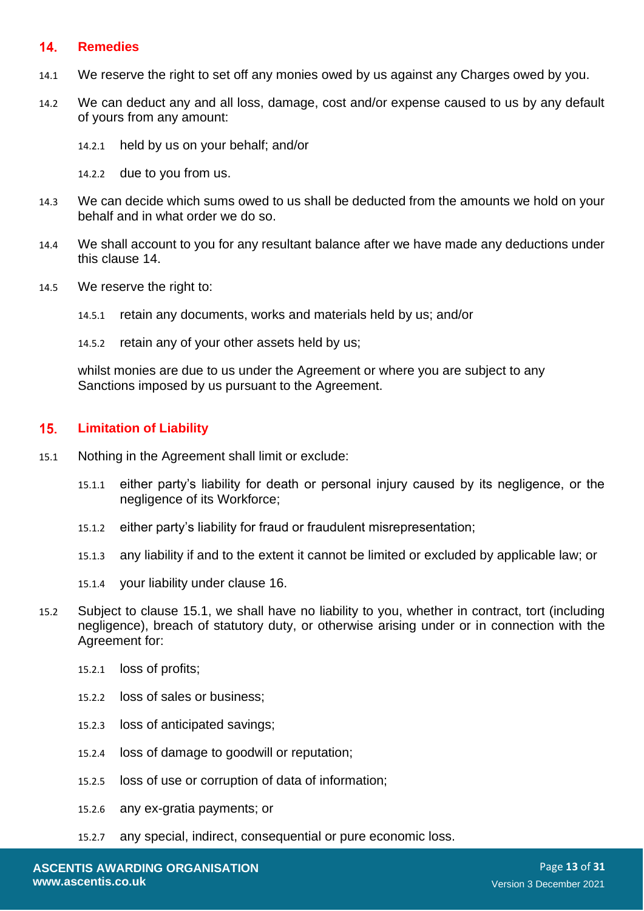## 14. Remedies

14.1 We reserve the right to set off any monies owed by us against any Charges owed by you.

14.2 We can deduct any and all loss, damage, cost and/or expense caused to us by any default of yours from any amount:

14.2.1 held by us on your behalf; and/or

14.2.2 due to you from us.

14.3 We can decide which sums owed to us shall be deducted from the amounts we hold on your behalf and in what order we do so.

14.4 We shall account to you for any resultant balance after we have made any deductions under this clause 14.

14.5 We reserve the right to:

14.5.1 retain any documents, works and materials held by us; and/or

14.5.2 retain any of your other assets held by us;

whilst monies are due to us under the Agreement or where you are subject to any Sanctions imposed by us pursuant to the Agreement.

## 15. Limitation of Liability

15.1 Nothing in the Agreement shall limit or exclude:

15.1.1 either party's liability for death or personal injury caused by its negligence, or the negligence of its Workforce;

15.1.2 either party's liability for fraud or fraudulent misrepresentation;

15.1.3 any liability if and to the extent it cannot be limited or excluded by applicable law; or

15.1.4 your liability under clause 16.

15.2 Subject to clause 15.1, we shall have no liability to you, whether in contract, tort (including negligence), breach of statutory duty, or otherwise arising under or in connection with the Agreement for:

15.2.1 loss of profits;

15.2.2 loss of sales or business;

15.2.3 loss of anticipated savings;

15.2.4 loss of damage to goodwill or reputation;

15.2.5 loss of use or corruption of data of information;

15.2.6 any ex-gratia payments; or

15.2.7 any special, indirect, consequential or pure economic loss.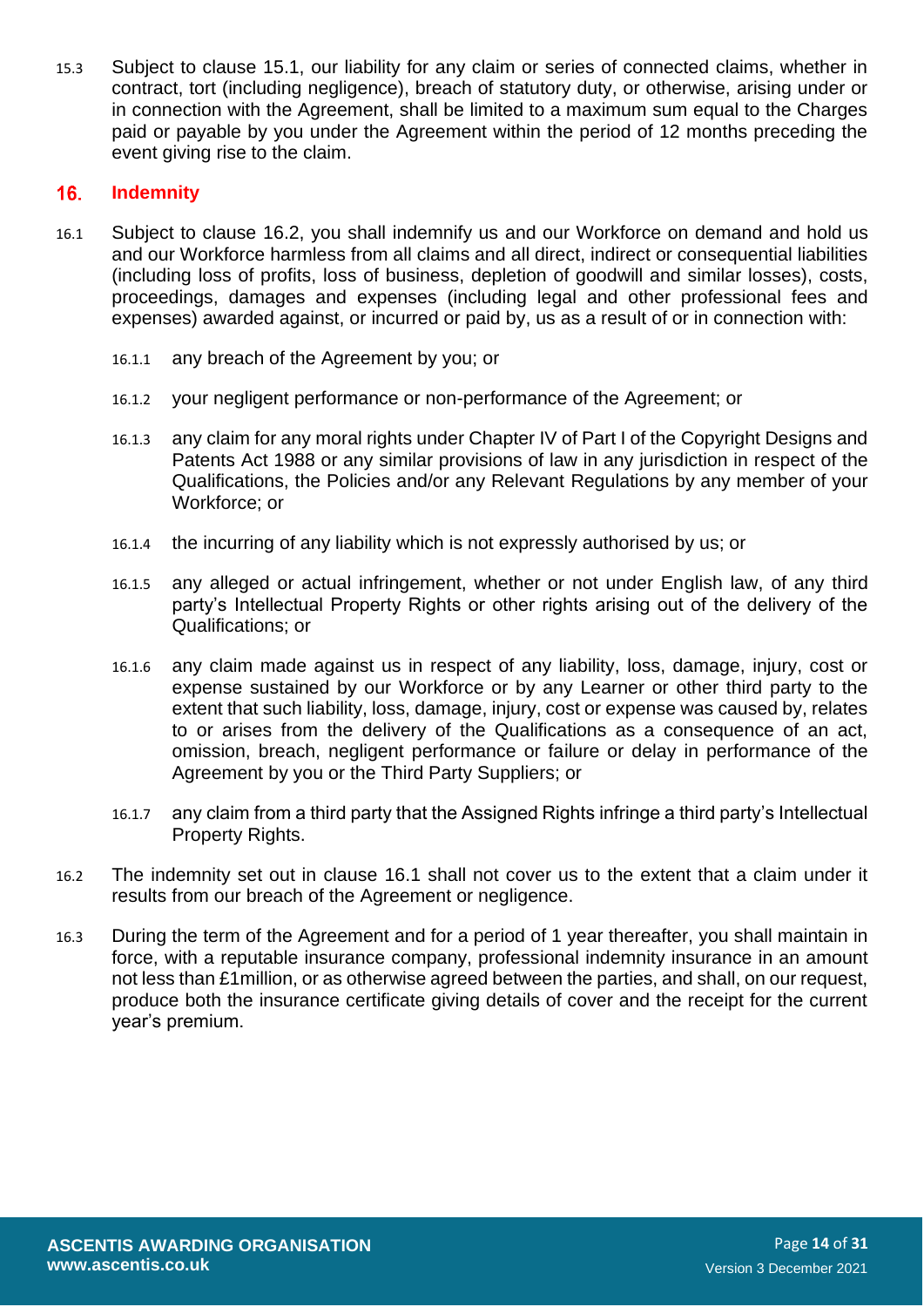15.3 Subject to clause 15.1, our liability for any claim or series of connected claims, whether in contract, tort (including negligence), breach of statutory duty, or otherwise, arising under or in connection with the Agreement, shall be limited to a maximum sum equal to the Charges paid or payable by you under the Agreement within the period of 12 months preceding the event giving rise to the claim.

## 16. Indemnity

16.1 Subject to clause 16.2, you shall indemnify us and our Workforce on demand and hold us and our Workforce harmless from all claims and all direct, indirect or consequential liabilities (including loss of profits, loss of business, depletion of goodwill and similar losses), costs, proceedings, damages and expenses (including legal and other professional fees and expenses) awarded against, or incurred or paid by, us as a result of or in connection with:

16.1.1 any breach of the Agreement by you; or

16.1.2 your negligent performance or non-performance of the Agreement; or

16.1.3 any claim for any moral rights under Chapter IV of Part I of the Copyright Designs and Patents Act 1988 or any similar provisions of law in any jurisdiction in respect of the Qualifications, the Policies and/or any Relevant Regulations by any member of your Workforce; or

16.1.4 the incurring of any liability which is not expressly authorised by us; or

16.1.5 any alleged or actual infringement, whether or not under English law, of any third party's Intellectual Property Rights or other rights arising out of the delivery of the Qualifications; or

16.1.6 any claim made against us in respect of any liability, loss, damage, injury, cost or expense sustained by our Workforce or by any Learner or other third party to the extent that such liability, loss, damage, injury, cost or expense was caused by, relates to or arises from the delivery of the Qualifications as a consequence of an act, omission, breach, negligent performance or failure or delay in performance of the Agreement by you or the Third Party Suppliers; or

16.1.7 any claim from a third party that the Assigned Rights infringe a third party's Intellectual Property Rights.

16.2 The indemnity set out in clause 16.1 shall not cover us to the extent that a claim under it results from our breach of the Agreement or negligence.

16.3 During the term of the Agreement and for a period of 1 year thereafter, you shall maintain in force, with a reputable insurance company, professional indemnity insurance in an amount not less than £1million, or as otherwise agreed between the parties, and shall, on our request, produce both the insurance certificate giving details of cover and the receipt for the current year's premium.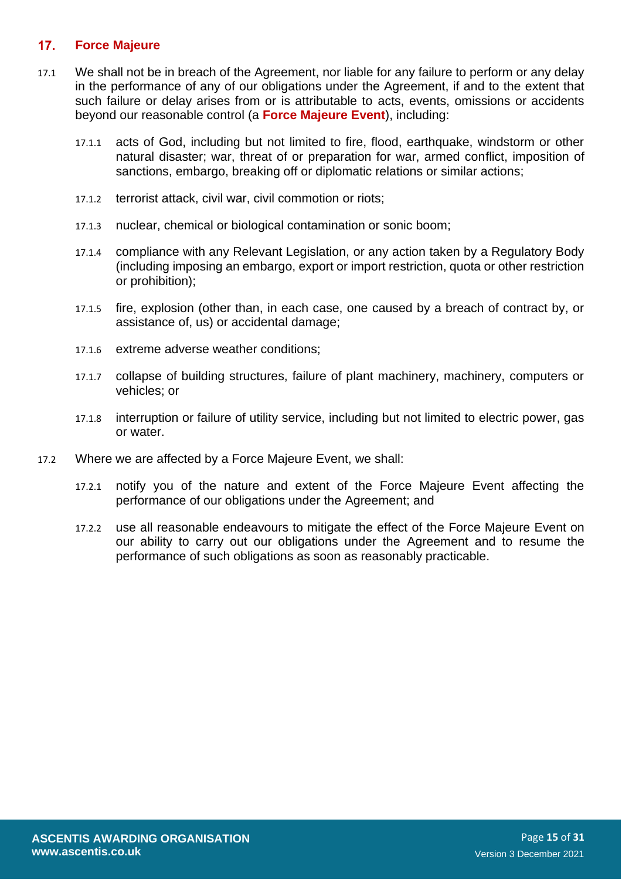## 17. Force Majeure

17.1 We shall not be in breach of the Agreement, nor liable for any failure to perform or any delay in the performance of any of our obligations under the Agreement, if and to the extent that such failure or delay arises from or is attributable to acts, events, omissions or accidents beyond our reasonable control (a **Force Majeure Event**), including:

17.1.1 acts of God, including but not limited to fire, flood, earthquake, windstorm or other natural disaster; war, threat of or preparation for war, armed conflict, imposition of sanctions, embargo, breaking off or diplomatic relations or similar actions;

17.1.2 terrorist attack, civil war, civil commotion or riots;

17.1.3 nuclear, chemical or biological contamination or sonic boom;

17.1.4 compliance with any Relevant Legislation, or any action taken by a Regulatory Body (including imposing an embargo, export or import restriction, quota or other restriction or prohibition);

17.1.5 fire, explosion (other than, in each case, one caused by a breach of contract by, or assistance of, us) or accidental damage;

17.1.6 extreme adverse weather conditions;

17.1.7 collapse of building structures, failure of plant machinery, machinery, computers or vehicles; or

17.1.8 interruption or failure of utility service, including but not limited to electric power, gas or water.

17.2 Where we are affected by a Force Majeure Event, we shall:

17.2.1 notify you of the nature and extent of the Force Majeure Event affecting the performance of our obligations under the Agreement; and

17.2.2 use all reasonable endeavours to mitigate the effect of the Force Majeure Event on our ability to carry out our obligations under the Agreement and to resume the performance of such obligations as soon as reasonably practicable.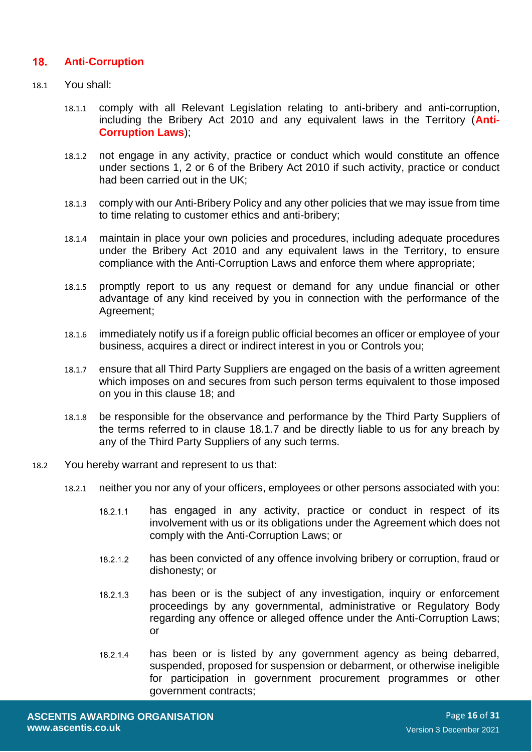## 18. Anti-Corruption

18.1 You shall:

18.1.1 comply with all Relevant Legislation relating to anti-bribery and anti-corruption, including the Bribery Act 2010 and any equivalent laws in the Territory (**Anti-Corruption Laws**);

18.1.2 not engage in any activity, practice or conduct which would constitute an offence under sections 1, 2 or 6 of the Bribery Act 2010 if such activity, practice or conduct had been carried out in the UK;

18.1.3 comply with our Anti-Bribery Policy and any other policies that we may issue from time to time relating to customer ethics and anti-bribery;

18.1.4 maintain in place your own policies and procedures, including adequate procedures under the Bribery Act 2010 and any equivalent laws in the Territory, to ensure compliance with the Anti-Corruption Laws and enforce them where appropriate;

18.1.5 promptly report to us any request or demand for any undue financial or other advantage of any kind received by you in connection with the performance of the Agreement;

18.1.6 immediately notify us if a foreign public official becomes an officer or employee of your business, acquires a direct or indirect interest in you or Controls you;

18.1.7 ensure that all Third Party Suppliers are engaged on the basis of a written agreement which imposes on and secures from such person terms equivalent to those imposed on you in this clause 18; and

18.1.8 be responsible for the observance and performance by the Third Party Suppliers of the terms referred to in clause 18.1.7 and be directly liable to us for any breach by any of the Third Party Suppliers of any such terms.

18.2 You hereby warrant and represent to us that:

18.2.1 neither you nor any of your officers, employees or other persons associated with you:

18.2.1.1 has engaged in any activity, practice or conduct in respect of its involvement with us or its obligations under the Agreement which does not comply with the Anti-Corruption Laws; or

18.2.1.2 has been convicted of any offence involving bribery or corruption, fraud or dishonesty; or

18.2.1.3 has been or is the subject of any investigation, inquiry or enforcement proceedings by any governmental, administrative or Regulatory Body regarding any offence or alleged offence under the Anti-Corruption Laws; or

18.2.1.4 has been or is listed by any government agency as being debarred, suspended, proposed for suspension or debarment, or otherwise ineligible for participation in government procurement programmes or other government contracts;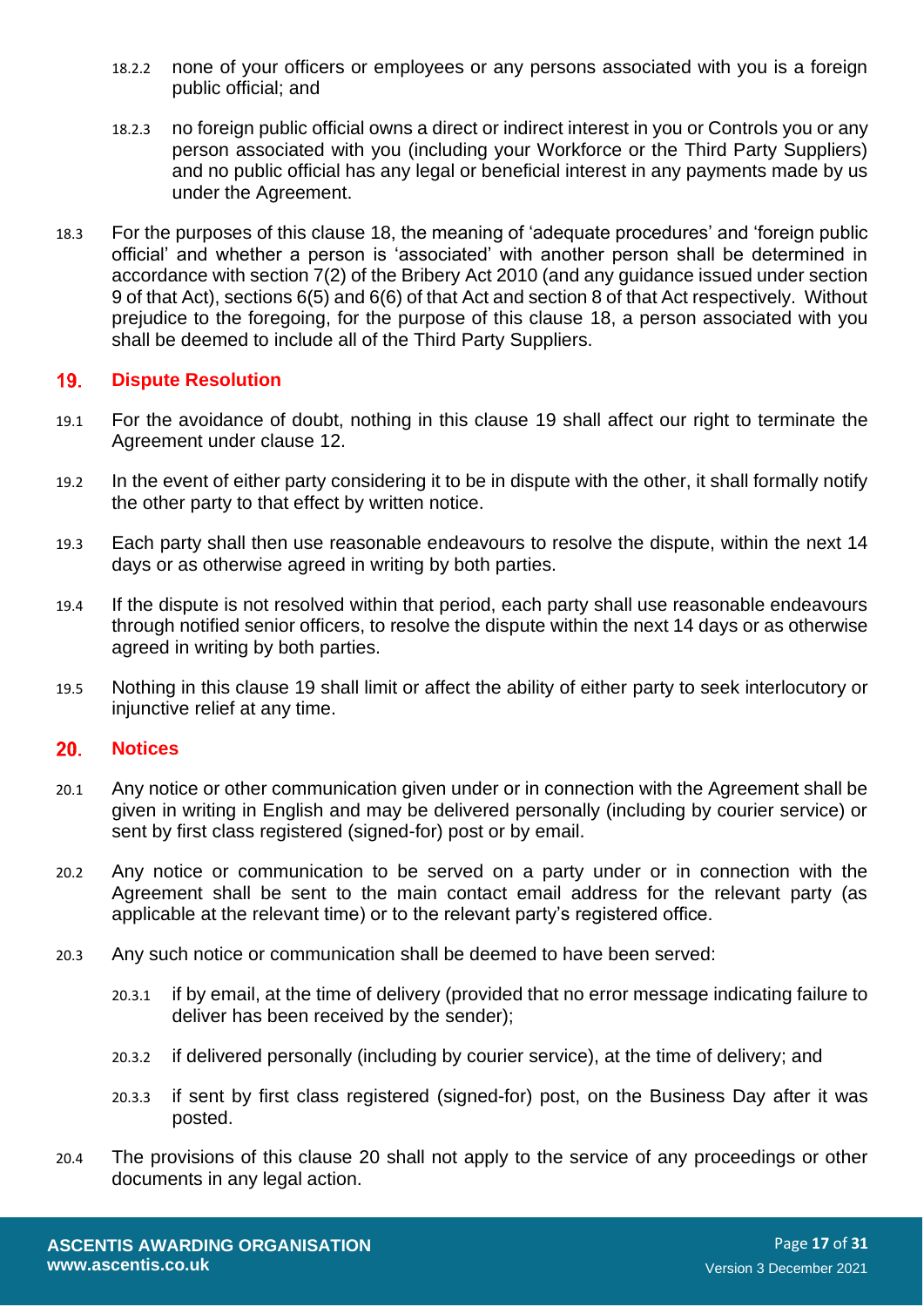18.2.2 none of your officers or employees or any persons associated with you is a foreign public official; and

18.2.3 no foreign public official owns a direct or indirect interest in you or Controls you or any person associated with you (including your Workforce or the Third Party Suppliers) and no public official has any legal or beneficial interest in any payments made by us under the Agreement.

18.3 For the purposes of this clause 18, the meaning of 'adequate procedures' and 'foreign public official' and whether a person is 'associated' with another person shall be determined in accordance with section 7(2) of the Bribery Act 2010 (and any guidance issued under section 9 of that Act), sections 6(5) and 6(6) of that Act and section 8 of that Act respectively. Without prejudice to the foregoing, for the purpose of this clause 18, a person associated with you shall be deemed to include all of the Third Party Suppliers.

## 19. Dispute Resolution

19.1 For the avoidance of doubt, nothing in this clause 19 shall affect our right to terminate the Agreement under clause 12.

19.2 In the event of either party considering it to be in dispute with the other, it shall formally notify the other party to that effect by written notice.

19.3 Each party shall then use reasonable endeavours to resolve the dispute, within the next 14 days or as otherwise agreed in writing by both parties.

19.4 If the dispute is not resolved within that period, each party shall use reasonable endeavours through notified senior officers, to resolve the dispute within the next 14 days or as otherwise agreed in writing by both parties.

19.5 Nothing in this clause 19 shall limit or affect the ability of either party to seek interlocutory or injunctive relief at any time.

## 20. Notices

20.1 Any notice or other communication given under or in connection with the Agreement shall be given in writing in English and may be delivered personally (including by courier service) or sent by first class registered (signed-for) post or by email.

20.2 Any notice or communication to be served on a party under or in connection with the Agreement shall be sent to the main contact email address for the relevant party (as applicable at the relevant time) or to the relevant party's registered office.

20.3 Any such notice or communication shall be deemed to have been served:

20.3.1 if by email, at the time of delivery (provided that no error message indicating failure to deliver has been received by the sender);

20.3.2 if delivered personally (including by courier service), at the time of delivery; and

20.3.3 if sent by first class registered (signed-for) post, on the Business Day after it was posted.

20.4 The provisions of this clause 20 shall not apply to the service of any proceedings or other documents in any legal action.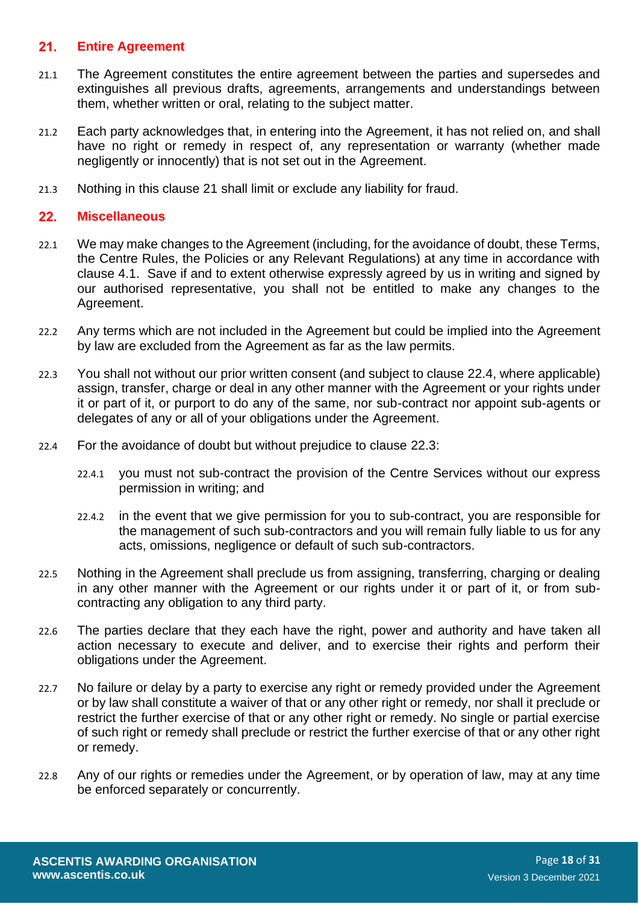## 21. Entire Agreement

21.1 The Agreement constitutes the entire agreement between the parties and supersedes and extinguishes all previous drafts, agreements, arrangements and understandings between them, whether written or oral, relating to the subject matter.

21.2 Each party acknowledges that, in entering into the Agreement, it has not relied on, and shall have no right or remedy in respect of, any representation or warranty (whether made negligently or innocently) that is not set out in the Agreement.

21.3 Nothing in this clause 21 shall limit or exclude any liability for fraud.

## 22. Miscellaneous

22.1 We may make changes to the Agreement (including, for the avoidance of doubt, these Terms, the Centre Rules, the Policies or any Relevant Regulations) at any time in accordance with clause 4.1. Save if and to extent otherwise expressly agreed by us in writing and signed by our authorised representative, you shall not be entitled to make any changes to the Agreement.

22.2 Any terms which are not included in the Agreement but could be implied into the Agreement by law are excluded from the Agreement as far as the law permits.

22.3 You shall not without our prior written consent (and subject to clause 22.4, where applicable) assign, transfer, charge or deal in any other manner with the Agreement or your rights under it or part of it, or purport to do any of the same, nor sub-contract nor appoint sub-agents or delegates of any or all of your obligations under the Agreement.

22.4 For the avoidance of doubt but without prejudice to clause 22.3:

22.4.1 you must not sub-contract the provision of the Centre Services without our express permission in writing; and

22.4.2 in the event that we give permission for you to sub-contract, you are responsible for the management of such sub-contractors and you will remain fully liable to us for any acts, omissions, negligence or default of such sub-contractors.

22.5 Nothing in the Agreement shall preclude us from assigning, transferring, charging or dealing in any other manner with the Agreement or our rights under it or part of it, or from sub-contracting any obligation to any third party.

22.6 The parties declare that they each have the right, power and authority and have taken all action necessary to execute and deliver, and to exercise their rights and perform their obligations under the Agreement.

22.7 No failure or delay by a party to exercise any right or remedy provided under the Agreement or by law shall constitute a waiver of that or any other right or remedy, nor shall it preclude or restrict the further exercise of that or any other right or remedy. No single or partial exercise of such right or remedy shall preclude or restrict the further exercise of that or any other right or remedy.

22.8 Any of our rights or remedies under the Agreement, or by operation of law, may at any time be enforced separately or concurrently.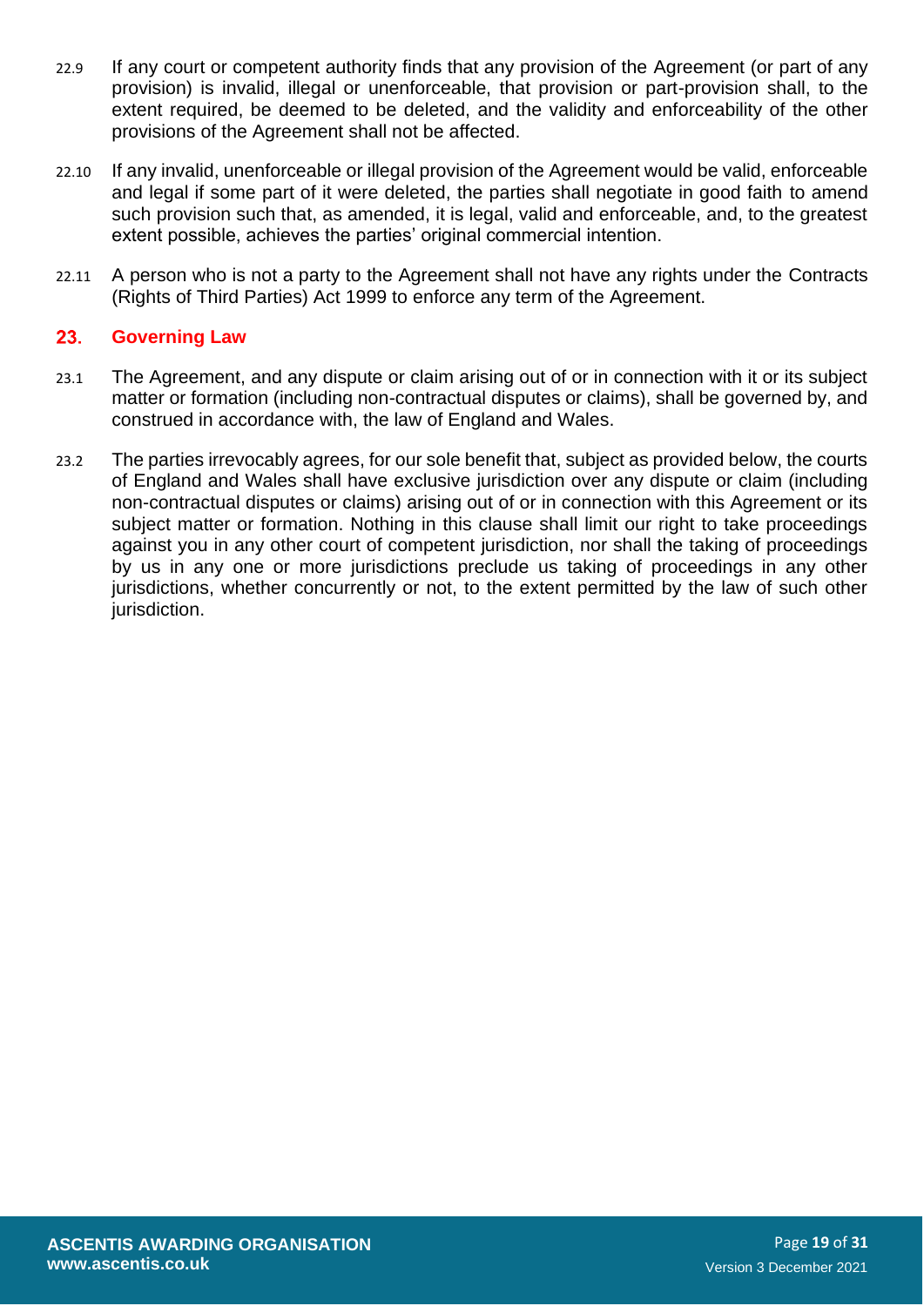22.9 If any court or competent authority finds that any provision of the Agreement (or part of any provision) is invalid, illegal or unenforceable, that provision or part-provision shall, to the extent required, be deemed to be deleted, and the validity and enforceability of the other provisions of the Agreement shall not be affected.

22.10 If any invalid, unenforceable or illegal provision of the Agreement would be valid, enforceable and legal if some part of it were deleted, the parties shall negotiate in good faith to amend such provision such that, as amended, it is legal, valid and enforceable, and, to the greatest extent possible, achieves the parties' original commercial intention.

22.11 A person who is not a party to the Agreement shall not have any rights under the Contracts (Rights of Third Parties) Act 1999 to enforce any term of the Agreement.

## 23. Governing Law

23.1 The Agreement, and any dispute or claim arising out of or in connection with it or its subject matter or formation (including non-contractual disputes or claims), shall be governed by, and construed in accordance with, the law of England and Wales.

23.2 The parties irrevocably agrees, for our sole benefit that, subject as provided below, the courts of England and Wales shall have exclusive jurisdiction over any dispute or claim (including non-contractual disputes or claims) arising out of or in connection with this Agreement or its subject matter or formation. Nothing in this clause shall limit our right to take proceedings against you in any other court of competent jurisdiction, nor shall the taking of proceedings by us in any one or more jurisdictions preclude us taking of proceedings in any other jurisdictions, whether concurrently or not, to the extent permitted by the law of such other jurisdiction.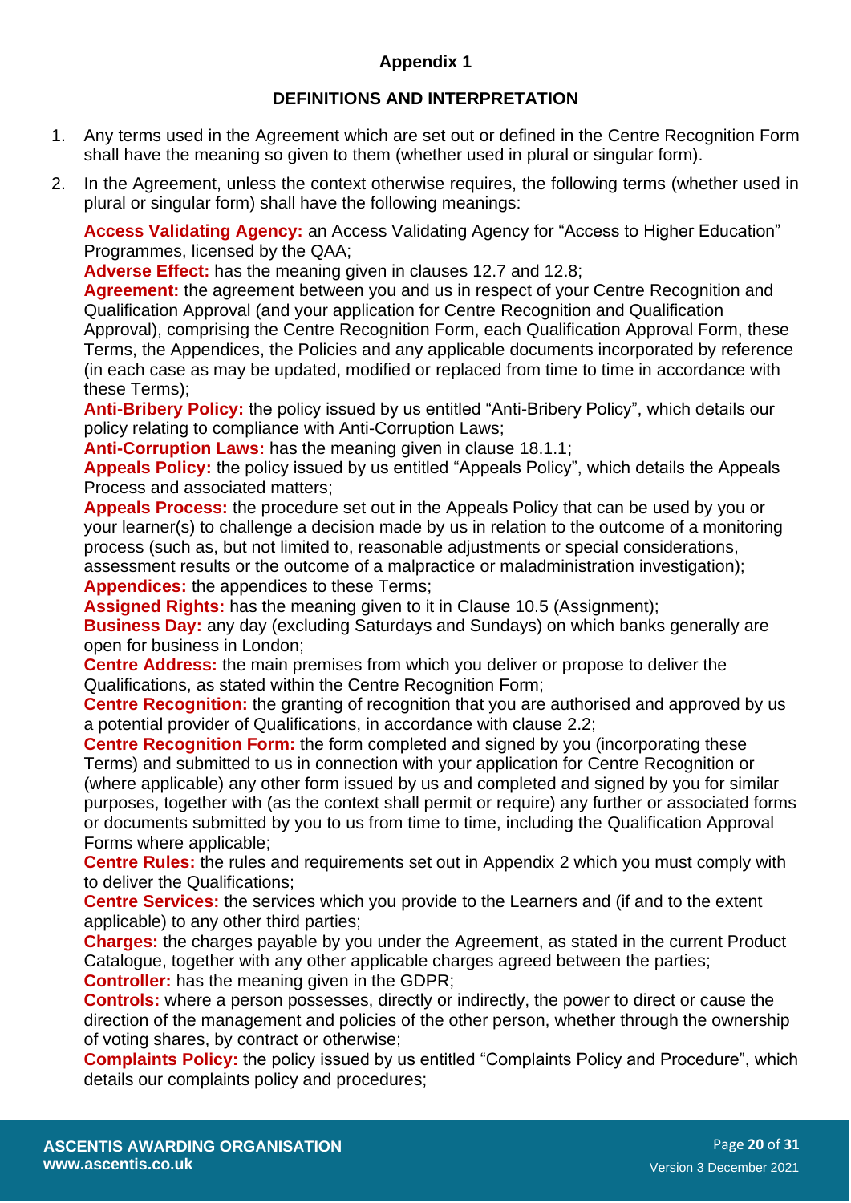## Appendix 1

### DEFINITIONS AND INTERPRETATION

1. Any terms used in the Agreement which are set out or defined in the Centre Recognition Form shall have the meaning so given to them (whether used in plural or singular form).
2. In the Agreement, unless the context otherwise requires, the following terms (whether used in plural or singular form) shall have the following meanings:

   **Access Validating Agency:** an Access Validating Agency for "Access to Higher Education" Programmes, licensed by the QAA;
   **Adverse Effect:** has the meaning given in clauses 12.7 and 12.8;
   **Agreement:** the agreement between you and us in respect of your Centre Recognition and Qualification Approval (and your application for Centre Recognition and Qualification Approval), comprising the Centre Recognition Form, each Qualification Approval Form, these Terms, the Appendices, the Policies and any applicable documents incorporated by reference (in each case as may be updated, modified or replaced from time to time in accordance with these Terms);
   **Anti-Bribery Policy:** the policy issued by us entitled "Anti-Bribery Policy", which details our policy relating to compliance with Anti-Corruption Laws;
   **Anti-Corruption Laws:** has the meaning given in clause 18.1.1;
   **Appeals Policy:** the policy issued by us entitled "Appeals Policy", which details the Appeals Process and associated matters;
   **Appeals Process:** the procedure set out in the Appeals Policy that can be used by you or your learner(s) to challenge a decision made by us in relation to the outcome of a monitoring process (such as, but not limited to, reasonable adjustments or special considerations, assessment results or the outcome of a malpractice or maladministration investigation);
   **Appendices:** the appendices to these Terms;
   **Assigned Rights:** has the meaning given to it in Clause 10.5 (Assignment);
   **Business Day:** any day (excluding Saturdays and Sundays) on which banks generally are open for business in London;
   **Centre Address:** the main premises from which you deliver or propose to deliver the Qualifications, as stated within the Centre Recognition Form;
   **Centre Recognition:** the granting of recognition that you are authorised and approved by us a potential provider of Qualifications, in accordance with clause 2.2;
   **Centre Recognition Form:** the form completed and signed by you (incorporating these Terms) and submitted to us in connection with your application for Centre Recognition or (where applicable) any other form issued by us and completed and signed by you for similar purposes, together with (as the context shall permit or require) any further or associated forms or documents submitted by you to us from time to time, including the Qualification Approval Forms where applicable;
   **Centre Rules:** the rules and requirements set out in Appendix 2 which you must comply with to deliver the Qualifications;
   **Centre Services:** the services which you provide to the Learners and (if and to the extent applicable) to any other third parties;
   **Charges:** the charges payable by you under the Agreement, as stated in the current Product Catalogue, together with any other applicable charges agreed between the parties;
   **Controller:** has the meaning given in the GDPR;
   **Controls:** where a person possesses, directly or indirectly, the power to direct or cause the direction of the management and policies of the other person, whether through the ownership of voting shares, by contract or otherwise;
   **Complaints Policy:** the policy issued by us entitled "Complaints Policy and Procedure", which details our complaints policy and procedures;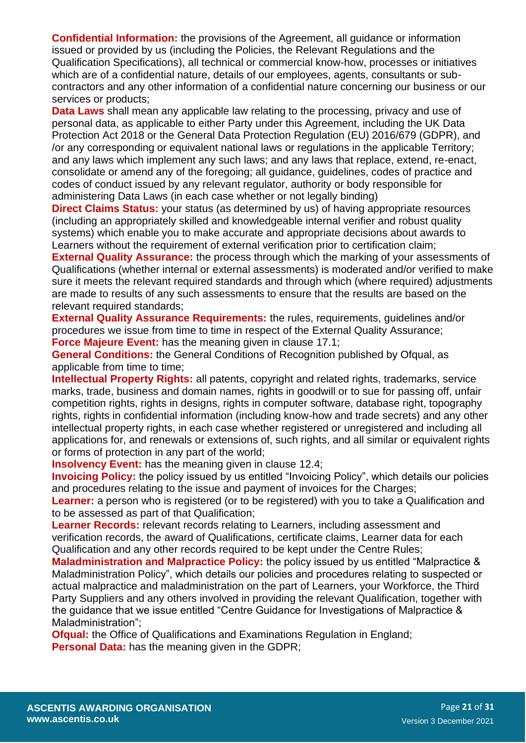**Confidential Information:** the provisions of the Agreement, all guidance or information issued or provided by us (including the Policies, the Relevant Regulations and the Qualification Specifications), all technical or commercial know-how, processes or initiatives which are of a confidential nature, details of our employees, agents, consultants or sub-contractors and any other information of a confidential nature concerning our business or our services or products;

**Data Laws** shall mean any applicable law relating to the processing, privacy and use of personal data, as applicable to either Party under this Agreement, including the UK Data Protection Act 2018 or the General Data Protection Regulation (EU) 2016/679 (GDPR), and /or any corresponding or equivalent national laws or regulations in the applicable Territory; and any laws which implement any such laws; and any laws that replace, extend, re-enact, consolidate or amend any of the foregoing; all guidance, guidelines, codes of practice and codes of conduct issued by any relevant regulator, authority or body responsible for administering Data Laws (in each case whether or not legally binding)

**Direct Claims Status:** your status (as determined by us) of having appropriate resources (including an appropriately skilled and knowledgeable internal verifier and robust quality systems) which enable you to make accurate and appropriate decisions about awards to Learners without the requirement of external verification prior to certification claim;

**External Quality Assurance:** the process through which the marking of your assessments of Qualifications (whether internal or external assessments) is moderated and/or verified to make sure it meets the relevant required standards and through which (where required) adjustments are made to results of any such assessments to ensure that the results are based on the relevant required standards;

**External Quality Assurance Requirements:** the rules, requirements, guidelines and/or procedures we issue from time to time in respect of the External Quality Assurance;

**Force Majeure Event:** has the meaning given in clause 17.1;

**General Conditions:** the General Conditions of Recognition published by Ofqual, as applicable from time to time;

**Intellectual Property Rights:** all patents, copyright and related rights, trademarks, service marks, trade, business and domain names, rights in goodwill or to sue for passing off, unfair competition rights, rights in designs, rights in computer software, database right, topography rights, rights in confidential information (including know-how and trade secrets) and any other intellectual property rights, in each case whether registered or unregistered and including all applications for, and renewals or extensions of, such rights, and all similar or equivalent rights or forms of protection in any part of the world;

**Insolvency Event:** has the meaning given in clause 12.4;

**Invoicing Policy:** the policy issued by us entitled "Invoicing Policy", which details our policies and procedures relating to the issue and payment of invoices for the Charges;

**Learner:** a person who is registered (or to be registered) with you to take a Qualification and to be assessed as part of that Qualification;

**Learner Records:** relevant records relating to Learners, including assessment and verification records, the award of Qualifications, certificate claims, Learner data for each Qualification and any other records required to be kept under the Centre Rules;

**Maladministration and Malpractice Policy:** the policy issued by us entitled "Malpractice & Maladministration Policy", which details our policies and procedures relating to suspected or actual malpractice and maladministration on the part of Learners, your Workforce, the Third Party Suppliers and any others involved in providing the relevant Qualification, together with the guidance that we issue entitled "Centre Guidance for Investigations of Malpractice & Maladministration";

**Ofqual:** the Office of Qualifications and Examinations Regulation in England;

**Personal Data:** has the meaning given in the GDPR;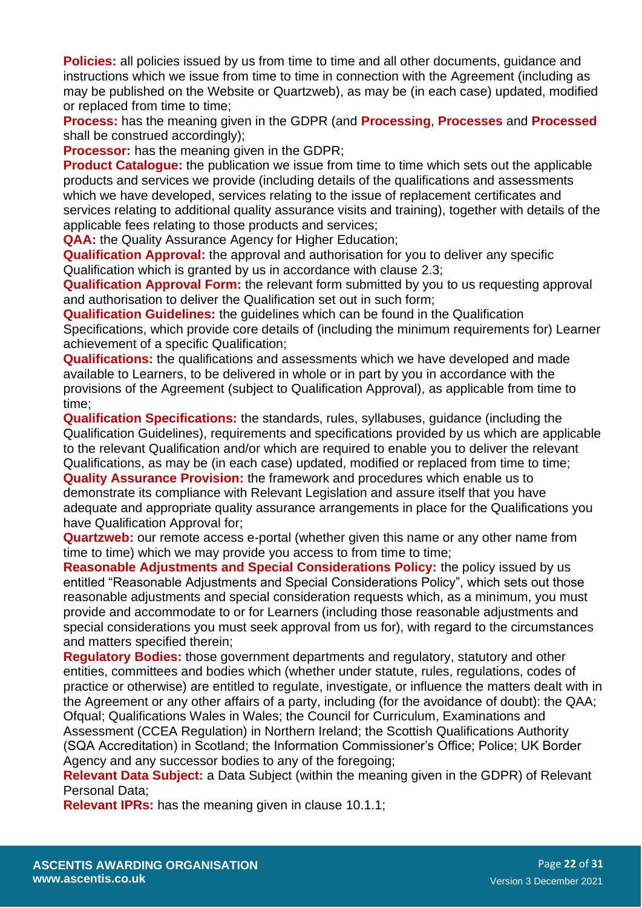**Policies:** all policies issued by us from time to time and all other documents, guidance and instructions which we issue from time to time in connection with the Agreement (including as may be published on the Website or Quartzweb), as may be (in each case) updated, modified or replaced from time to time;

**Process:** has the meaning given in the GDPR (and **Processing**, **Processes** and **Processed** shall be construed accordingly);

**Processor:** has the meaning given in the GDPR;

**Product Catalogue:** the publication we issue from time to time which sets out the applicable products and services we provide (including details of the qualifications and assessments which we have developed, services relating to the issue of replacement certificates and services relating to additional quality assurance visits and training), together with details of the applicable fees relating to those products and services;

**QAA:** the Quality Assurance Agency for Higher Education;

**Qualification Approval:** the approval and authorisation for you to deliver any specific Qualification which is granted by us in accordance with clause 2.3;

**Qualification Approval Form:** the relevant form submitted by you to us requesting approval and authorisation to deliver the Qualification set out in such form;

**Qualification Guidelines:** the guidelines which can be found in the Qualification Specifications, which provide core details of (including the minimum requirements for) Learner achievement of a specific Qualification;

**Qualifications:** the qualifications and assessments which we have developed and made available to Learners, to be delivered in whole or in part by you in accordance with the provisions of the Agreement (subject to Qualification Approval), as applicable from time to time;

**Qualification Specifications:** the standards, rules, syllabuses, guidance (including the Qualification Guidelines), requirements and specifications provided by us which are applicable to the relevant Qualification and/or which are required to enable you to deliver the relevant Qualifications, as may be (in each case) updated, modified or replaced from time to time;

**Quality Assurance Provision:** the framework and procedures which enable us to demonstrate its compliance with Relevant Legislation and assure itself that you have adequate and appropriate quality assurance arrangements in place for the Qualifications you have Qualification Approval for;

**Quartzweb:** our remote access e-portal (whether given this name or any other name from time to time) which we may provide you access to from time to time;

**Reasonable Adjustments and Special Considerations Policy:** the policy issued by us entitled "Reasonable Adjustments and Special Considerations Policy", which sets out those reasonable adjustments and special consideration requests which, as a minimum, you must provide and accommodate to or for Learners (including those reasonable adjustments and special considerations you must seek approval from us for), with regard to the circumstances and matters specified therein;

**Regulatory Bodies:** those government departments and regulatory, statutory and other entities, committees and bodies which (whether under statute, rules, regulations, codes of practice or otherwise) are entitled to regulate, investigate, or influence the matters dealt with in the Agreement or any other affairs of a party, including (for the avoidance of doubt): the QAA; Ofqual; Qualifications Wales in Wales; the Council for Curriculum, Examinations and Assessment (CCEA Regulation) in Northern Ireland; the Scottish Qualifications Authority (SQA Accreditation) in Scotland; the Information Commissioner's Office; Police; UK Border Agency and any successor bodies to any of the foregoing;

**Relevant Data Subject:** a Data Subject (within the meaning given in the GDPR) of Relevant Personal Data;

**Relevant IPRs:** has the meaning given in clause 10.1.1;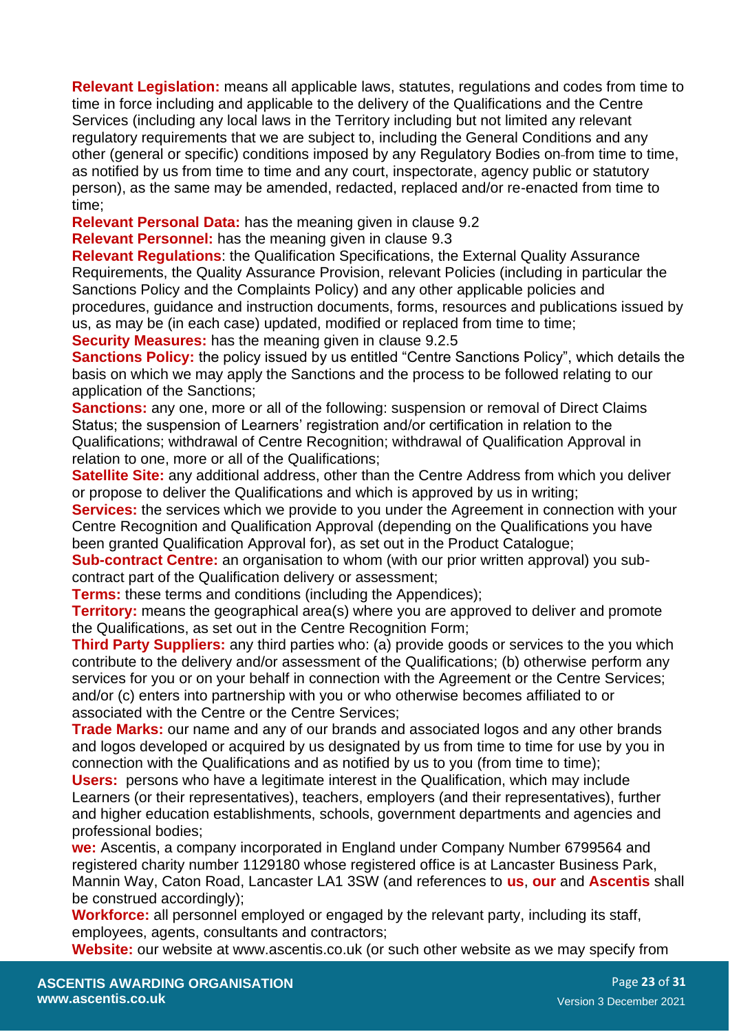**Relevant Legislation:** means all applicable laws, statutes, regulations and codes from time to time in force including and applicable to the delivery of the Qualifications and the Centre Services (including any local laws in the Territory including but not limited any relevant regulatory requirements that we are subject to, including the General Conditions and any other (general or specific) conditions imposed by any Regulatory Bodies on-from time to time, as notified by us from time to time and any court, inspectorate, agency public or statutory person), as the same may be amended, redacted, replaced and/or re-enacted from time to time;

**Relevant Personal Data:** has the meaning given in clause 9.2

**Relevant Personnel:** has the meaning given in clause 9.3

**Relevant Regulations**: the Qualification Specifications, the External Quality Assurance Requirements, the Quality Assurance Provision, relevant Policies (including in particular the Sanctions Policy and the Complaints Policy) and any other applicable policies and procedures, guidance and instruction documents, forms, resources and publications issued by us, as may be (in each case) updated, modified or replaced from time to time;

**Security Measures:** has the meaning given in clause 9.2.5

**Sanctions Policy:** the policy issued by us entitled "Centre Sanctions Policy", which details the basis on which we may apply the Sanctions and the process to be followed relating to our application of the Sanctions;

**Sanctions:** any one, more or all of the following: suspension or removal of Direct Claims Status; the suspension of Learners' registration and/or certification in relation to the Qualifications; withdrawal of Centre Recognition; withdrawal of Qualification Approval in relation to one, more or all of the Qualifications;

**Satellite Site:** any additional address, other than the Centre Address from which you deliver or propose to deliver the Qualifications and which is approved by us in writing;

**Services:** the services which we provide to you under the Agreement in connection with your Centre Recognition and Qualification Approval (depending on the Qualifications you have been granted Qualification Approval for), as set out in the Product Catalogue;

**Sub-contract Centre:** an organisation to whom (with our prior written approval) you sub-contract part of the Qualification delivery or assessment;

**Terms:** these terms and conditions (including the Appendices);

**Territory:** means the geographical area(s) where you are approved to deliver and promote the Qualifications, as set out in the Centre Recognition Form;

**Third Party Suppliers:** any third parties who: (a) provide goods or services to the you which contribute to the delivery and/or assessment of the Qualifications; (b) otherwise perform any services for you or on your behalf in connection with the Agreement or the Centre Services; and/or (c) enters into partnership with you or who otherwise becomes affiliated to or associated with the Centre or the Centre Services;

**Trade Marks:** our name and any of our brands and associated logos and any other brands and logos developed or acquired by us designated by us from time to time for use by you in connection with the Qualifications and as notified by us to you (from time to time);

**Users:** persons who have a legitimate interest in the Qualification, which may include Learners (or their representatives), teachers, employers (and their representatives), further and higher education establishments, schools, government departments and agencies and professional bodies;

**we:** Ascentis, a company incorporated in England under Company Number 6799564 and registered charity number 1129180 whose registered office is at Lancaster Business Park, Mannin Way, Caton Road, Lancaster LA1 3SW (and references to **us**, **our** and **Ascentis** shall be construed accordingly);

**Workforce:** all personnel employed or engaged by the relevant party, including its staff, employees, agents, consultants and contractors;

**Website:** our website at www.ascentis.co.uk (or such other website as we may specify from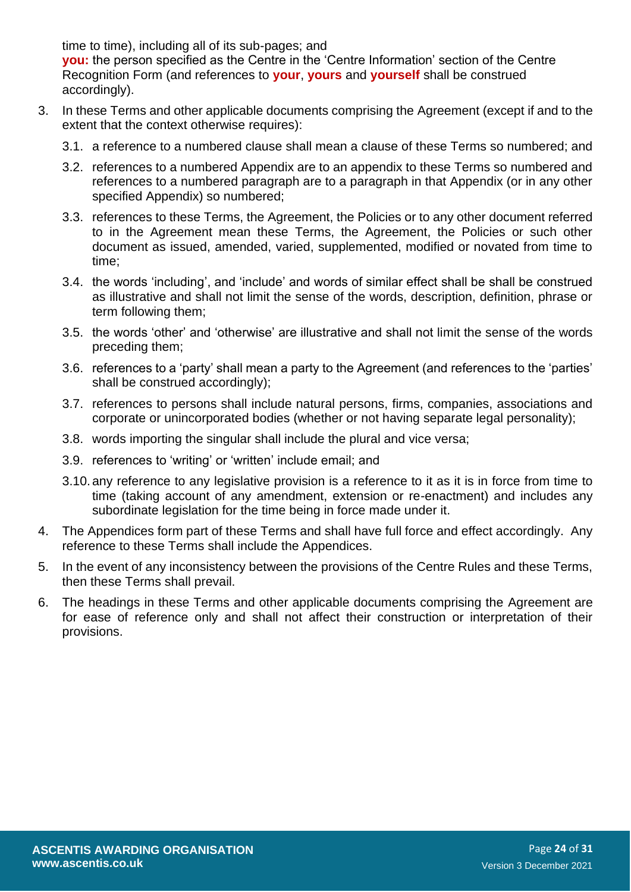time to time), including all of its sub-pages; and

**you:** the person specified as the Centre in the 'Centre Information' section of the Centre Recognition Form (and references to **your**, **yours** and **yourself** shall be construed accordingly).

3. In these Terms and other applicable documents comprising the Agreement (except if and to the extent that the context otherwise requires):

   3.1. a reference to a numbered clause shall mean a clause of these Terms so numbered; and

   3.2. references to a numbered Appendix are to an appendix to these Terms so numbered and references to a numbered paragraph are to a paragraph in that Appendix (or in any other specified Appendix) so numbered;

   3.3. references to these Terms, the Agreement, the Policies or to any other document referred to in the Agreement mean these Terms, the Agreement, the Policies or such other document as issued, amended, varied, supplemented, modified or novated from time to time;

   3.4. the words 'including', and 'include' and words of similar effect shall be shall be construed as illustrative and shall not limit the sense of the words, description, definition, phrase or term following them;

   3.5. the words 'other' and 'otherwise' are illustrative and shall not limit the sense of the words preceding them;

   3.6. references to a 'party' shall mean a party to the Agreement (and references to the 'parties' shall be construed accordingly);

   3.7. references to persons shall include natural persons, firms, companies, associations and corporate or unincorporated bodies (whether or not having separate legal personality);

   3.8. words importing the singular shall include the plural and vice versa;

   3.9. references to 'writing' or 'written' include email; and

   3.10. any reference to any legislative provision is a reference to it as it is in force from time to time (taking account of any amendment, extension or re-enactment) and includes any subordinate legislation for the time being in force made under it.

4. The Appendices form part of these Terms and shall have full force and effect accordingly. Any reference to these Terms shall include the Appendices.

5. In the event of any inconsistency between the provisions of the Centre Rules and these Terms, then these Terms shall prevail.

6. The headings in these Terms and other applicable documents comprising the Agreement are for ease of reference only and shall not affect their construction or interpretation of their provisions.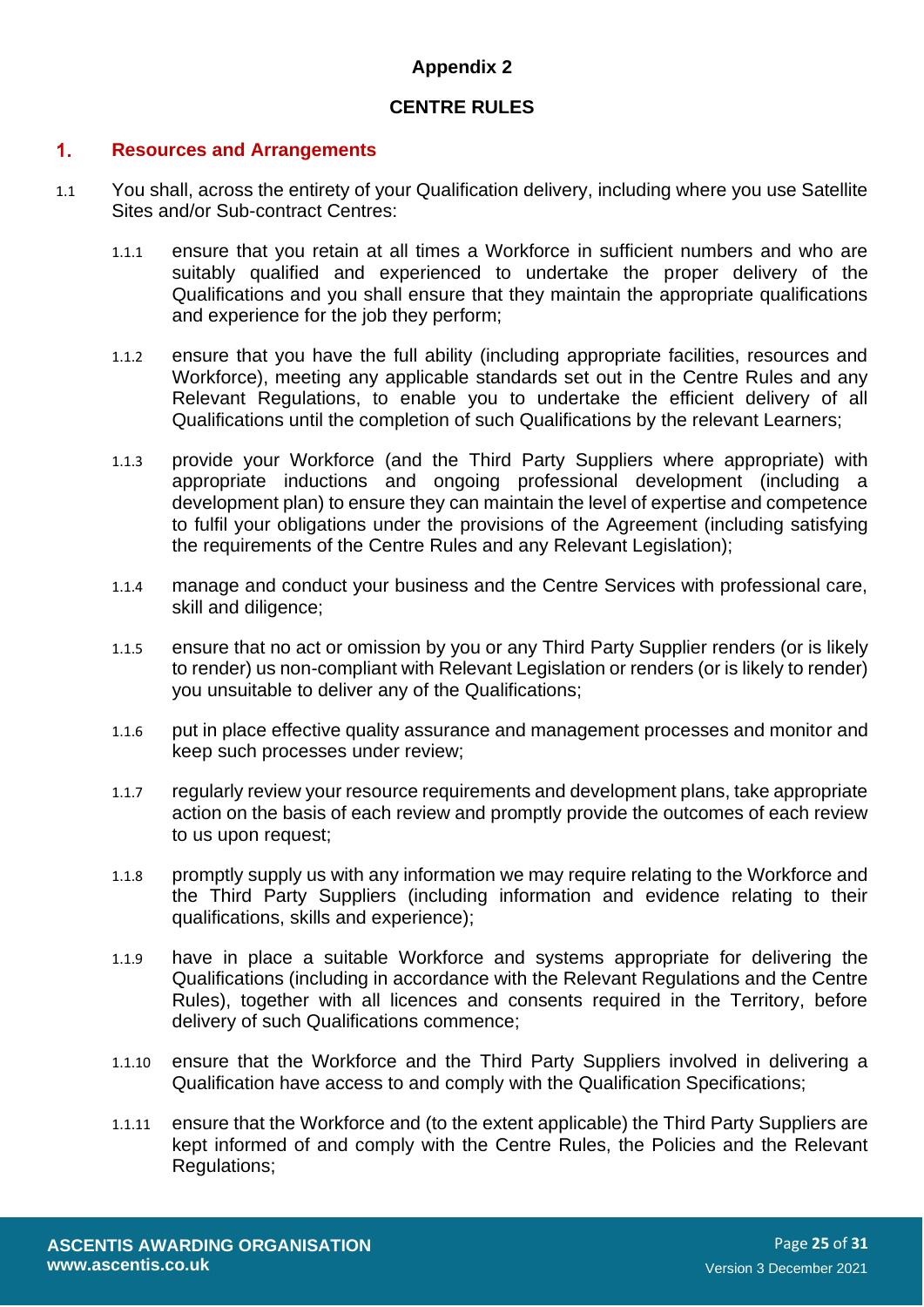**Appendix 2**

**CENTRE RULES**

## 1. Resources and Arrangements

1.1 You shall, across the entirety of your Qualification delivery, including where you use Satellite Sites and/or Sub-contract Centres:

1.1.1 ensure that you retain at all times a Workforce in sufficient numbers and who are suitably qualified and experienced to undertake the proper delivery of the Qualifications and you shall ensure that they maintain the appropriate qualifications and experience for the job they perform;

1.1.2 ensure that you have the full ability (including appropriate facilities, resources and Workforce), meeting any applicable standards set out in the Centre Rules and any Relevant Regulations, to enable you to undertake the efficient delivery of all Qualifications until the completion of such Qualifications by the relevant Learners;

1.1.3 provide your Workforce (and the Third Party Suppliers where appropriate) with appropriate inductions and ongoing professional development (including a development plan) to ensure they can maintain the level of expertise and competence to fulfil your obligations under the provisions of the Agreement (including satisfying the requirements of the Centre Rules and any Relevant Legislation);

1.1.4 manage and conduct your business and the Centre Services with professional care, skill and diligence;

1.1.5 ensure that no act or omission by you or any Third Party Supplier renders (or is likely to render) us non-compliant with Relevant Legislation or renders (or is likely to render) you unsuitable to deliver any of the Qualifications;

1.1.6 put in place effective quality assurance and management processes and monitor and keep such processes under review;

1.1.7 regularly review your resource requirements and development plans, take appropriate action on the basis of each review and promptly provide the outcomes of each review to us upon request;

1.1.8 promptly supply us with any information we may require relating to the Workforce and the Third Party Suppliers (including information and evidence relating to their qualifications, skills and experience);

1.1.9 have in place a suitable Workforce and systems appropriate for delivering the Qualifications (including in accordance with the Relevant Regulations and the Centre Rules), together with all licences and consents required in the Territory, before delivery of such Qualifications commence;

1.1.10 ensure that the Workforce and the Third Party Suppliers involved in delivering a Qualification have access to and comply with the Qualification Specifications;

1.1.11 ensure that the Workforce and (to the extent applicable) the Third Party Suppliers are kept informed of and comply with the Centre Rules, the Policies and the Relevant Regulations;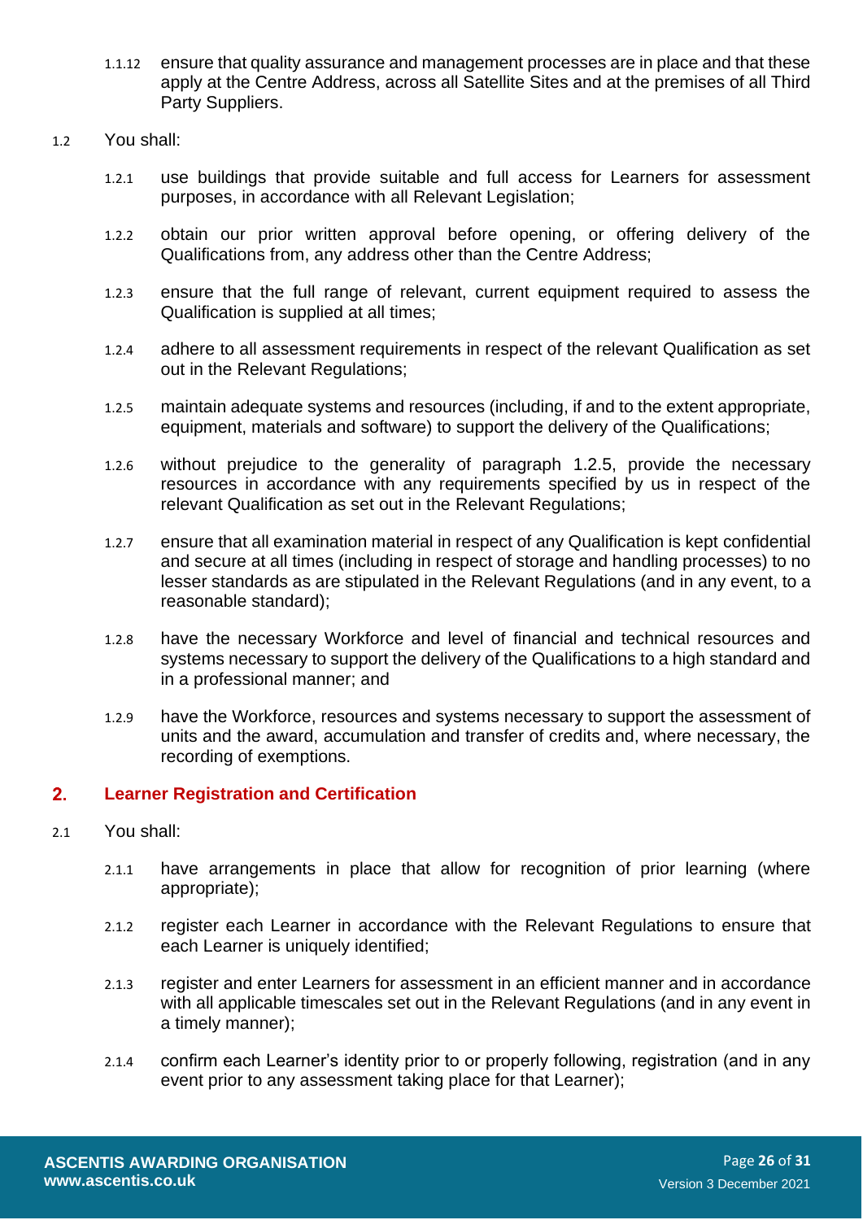1.1.12 ensure that quality assurance and management processes are in place and that these apply at the Centre Address, across all Satellite Sites and at the premises of all Third Party Suppliers.

1.2 You shall:

1.2.1 use buildings that provide suitable and full access for Learners for assessment purposes, in accordance with all Relevant Legislation;

1.2.2 obtain our prior written approval before opening, or offering delivery of the Qualifications from, any address other than the Centre Address;

1.2.3 ensure that the full range of relevant, current equipment required to assess the Qualification is supplied at all times;

1.2.4 adhere to all assessment requirements in respect of the relevant Qualification as set out in the Relevant Regulations;

1.2.5 maintain adequate systems and resources (including, if and to the extent appropriate, equipment, materials and software) to support the delivery of the Qualifications;

1.2.6 without prejudice to the generality of paragraph 1.2.5, provide the necessary resources in accordance with any requirements specified by us in respect of the relevant Qualification as set out in the Relevant Regulations;

1.2.7 ensure that all examination material in respect of any Qualification is kept confidential and secure at all times (including in respect of storage and handling processes) to no lesser standards as are stipulated in the Relevant Regulations (and in any event, to a reasonable standard);

1.2.8 have the necessary Workforce and level of financial and technical resources and systems necessary to support the delivery of the Qualifications to a high standard and in a professional manner; and

1.2.9 have the Workforce, resources and systems necessary to support the assessment of units and the award, accumulation and transfer of credits and, where necessary, the recording of exemptions.

## 2. Learner Registration and Certification

2.1 You shall:

2.1.1 have arrangements in place that allow for recognition of prior learning (where appropriate);

2.1.2 register each Learner in accordance with the Relevant Regulations to ensure that each Learner is uniquely identified;

2.1.3 register and enter Learners for assessment in an efficient manner and in accordance with all applicable timescales set out in the Relevant Regulations (and in any event in a timely manner);

2.1.4 confirm each Learner's identity prior to or properly following, registration (and in any event prior to any assessment taking place for that Learner);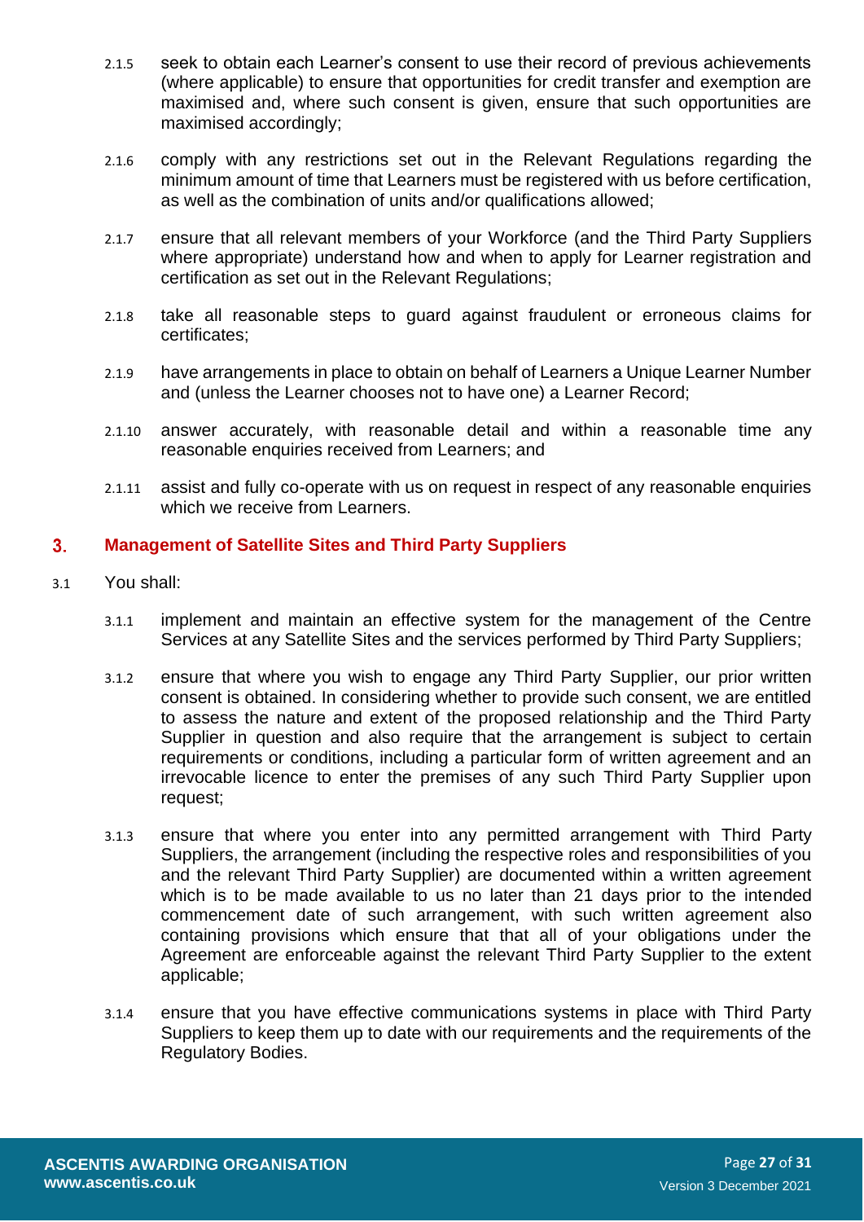2.1.5 seek to obtain each Learner's consent to use their record of previous achievements (where applicable) to ensure that opportunities for credit transfer and exemption are maximised and, where such consent is given, ensure that such opportunities are maximised accordingly;

2.1.6 comply with any restrictions set out in the Relevant Regulations regarding the minimum amount of time that Learners must be registered with us before certification, as well as the combination of units and/or qualifications allowed;

2.1.7 ensure that all relevant members of your Workforce (and the Third Party Suppliers where appropriate) understand how and when to apply for Learner registration and certification as set out in the Relevant Regulations;

2.1.8 take all reasonable steps to guard against fraudulent or erroneous claims for certificates;

2.1.9 have arrangements in place to obtain on behalf of Learners a Unique Learner Number and (unless the Learner chooses not to have one) a Learner Record;

2.1.10 answer accurately, with reasonable detail and within a reasonable time any reasonable enquiries received from Learners; and

2.1.11 assist and fully co-operate with us on request in respect of any reasonable enquiries which we receive from Learners.

## 3. Management of Satellite Sites and Third Party Suppliers

3.1 You shall:

3.1.1 implement and maintain an effective system for the management of the Centre Services at any Satellite Sites and the services performed by Third Party Suppliers;

3.1.2 ensure that where you wish to engage any Third Party Supplier, our prior written consent is obtained. In considering whether to provide such consent, we are entitled to assess the nature and extent of the proposed relationship and the Third Party Supplier in question and also require that the arrangement is subject to certain requirements or conditions, including a particular form of written agreement and an irrevocable licence to enter the premises of any such Third Party Supplier upon request;

3.1.3 ensure that where you enter into any permitted arrangement with Third Party Suppliers, the arrangement (including the respective roles and responsibilities of you and the relevant Third Party Supplier) are documented within a written agreement which is to be made available to us no later than 21 days prior to the intended commencement date of such arrangement, with such written agreement also containing provisions which ensure that that all of your obligations under the Agreement are enforceable against the relevant Third Party Supplier to the extent applicable;

3.1.4 ensure that you have effective communications systems in place with Third Party Suppliers to keep them up to date with our requirements and the requirements of the Regulatory Bodies.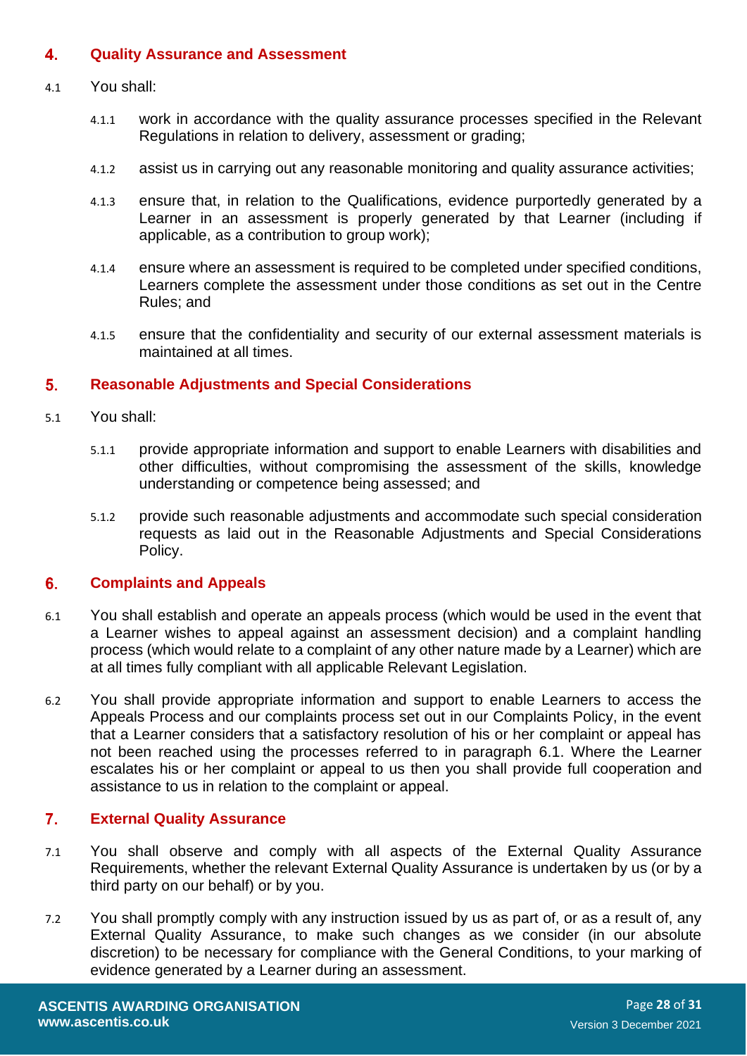## 4. Quality Assurance and Assessment

4.1 You shall:

4.1.1 work in accordance with the quality assurance processes specified in the Relevant Regulations in relation to delivery, assessment or grading;

4.1.2 assist us in carrying out any reasonable monitoring and quality assurance activities;

4.1.3 ensure that, in relation to the Qualifications, evidence purportedly generated by a Learner in an assessment is properly generated by that Learner (including if applicable, as a contribution to group work);

4.1.4 ensure where an assessment is required to be completed under specified conditions, Learners complete the assessment under those conditions as set out in the Centre Rules; and

4.1.5 ensure that the confidentiality and security of our external assessment materials is maintained at all times.

## 5. Reasonable Adjustments and Special Considerations

5.1 You shall:

5.1.1 provide appropriate information and support to enable Learners with disabilities and other difficulties, without compromising the assessment of the skills, knowledge understanding or competence being assessed; and

5.1.2 provide such reasonable adjustments and accommodate such special consideration requests as laid out in the Reasonable Adjustments and Special Considerations Policy.

## 6. Complaints and Appeals

6.1 You shall establish and operate an appeals process (which would be used in the event that a Learner wishes to appeal against an assessment decision) and a complaint handling process (which would relate to a complaint of any other nature made by a Learner) which are at all times fully compliant with all applicable Relevant Legislation.

6.2 You shall provide appropriate information and support to enable Learners to access the Appeals Process and our complaints process set out in our Complaints Policy, in the event that a Learner considers that a satisfactory resolution of his or her complaint or appeal has not been reached using the processes referred to in paragraph 6.1. Where the Learner escalates his or her complaint or appeal to us then you shall provide full cooperation and assistance to us in relation to the complaint or appeal.

## 7. External Quality Assurance

7.1 You shall observe and comply with all aspects of the External Quality Assurance Requirements, whether the relevant External Quality Assurance is undertaken by us (or by a third party on our behalf) or by you.

7.2 You shall promptly comply with any instruction issued by us as part of, or as a result of, any External Quality Assurance, to make such changes as we consider (in our absolute discretion) to be necessary for compliance with the General Conditions, to your marking of evidence generated by a Learner during an assessment.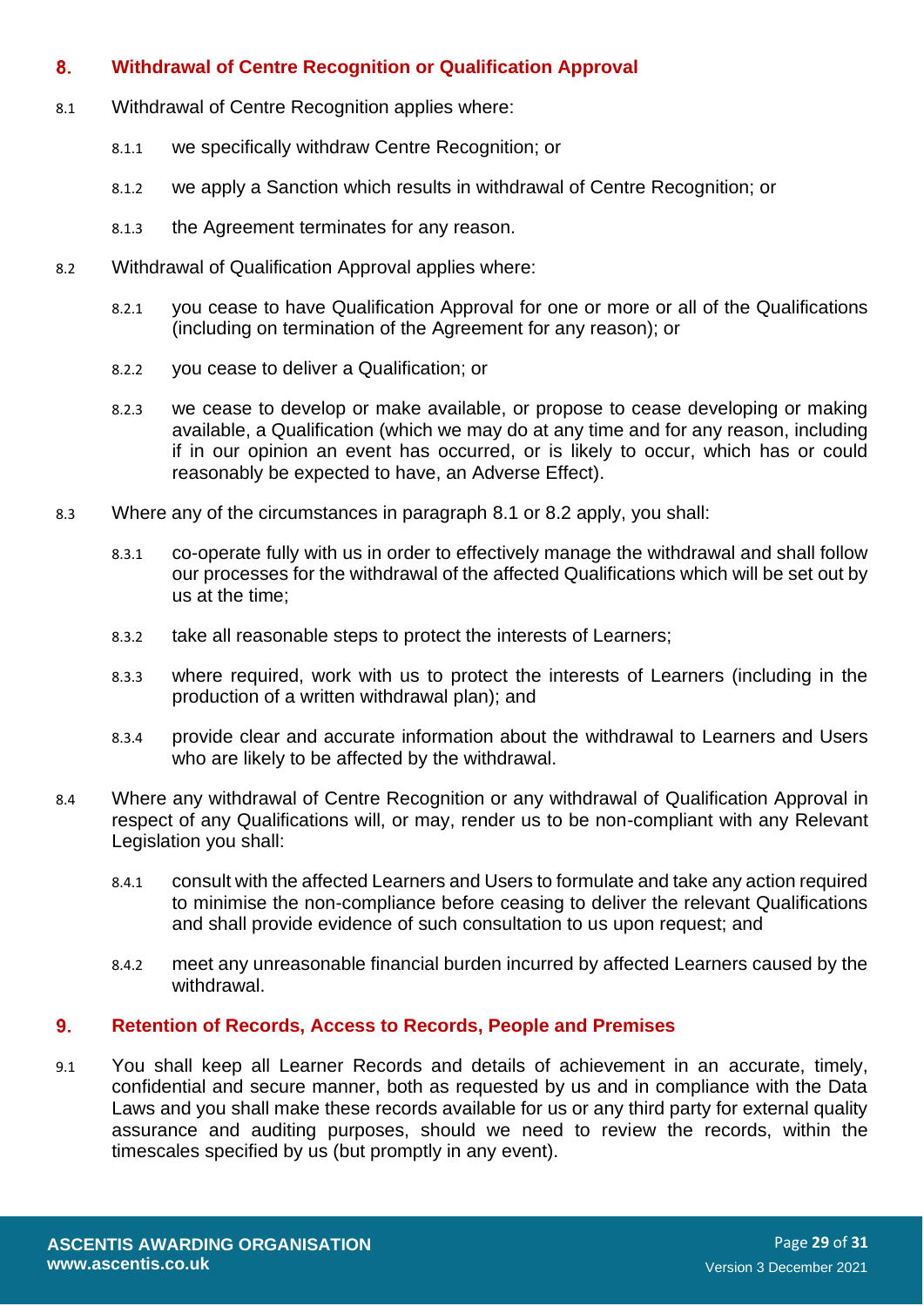## 8. Withdrawal of Centre Recognition or Qualification Approval

8.1 Withdrawal of Centre Recognition applies where:

8.1.1 we specifically withdraw Centre Recognition; or

8.1.2 we apply a Sanction which results in withdrawal of Centre Recognition; or

8.1.3 the Agreement terminates for any reason.

8.2 Withdrawal of Qualification Approval applies where:

8.2.1 you cease to have Qualification Approval for one or more or all of the Qualifications (including on termination of the Agreement for any reason); or

8.2.2 you cease to deliver a Qualification; or

8.2.3 we cease to develop or make available, or propose to cease developing or making available, a Qualification (which we may do at any time and for any reason, including if in our opinion an event has occurred, or is likely to occur, which has or could reasonably be expected to have, an Adverse Effect).

8.3 Where any of the circumstances in paragraph 8.1 or 8.2 apply, you shall:

8.3.1 co-operate fully with us in order to effectively manage the withdrawal and shall follow our processes for the withdrawal of the affected Qualifications which will be set out by us at the time;

8.3.2 take all reasonable steps to protect the interests of Learners;

8.3.3 where required, work with us to protect the interests of Learners (including in the production of a written withdrawal plan); and

8.3.4 provide clear and accurate information about the withdrawal to Learners and Users who are likely to be affected by the withdrawal.

8.4 Where any withdrawal of Centre Recognition or any withdrawal of Qualification Approval in respect of any Qualifications will, or may, render us to be non-compliant with any Relevant Legislation you shall:

8.4.1 consult with the affected Learners and Users to formulate and take any action required to minimise the non-compliance before ceasing to deliver the relevant Qualifications and shall provide evidence of such consultation to us upon request; and

8.4.2 meet any unreasonable financial burden incurred by affected Learners caused by the withdrawal.

## 9. Retention of Records, Access to Records, People and Premises

9.1 You shall keep all Learner Records and details of achievement in an accurate, timely, confidential and secure manner, both as requested by us and in compliance with the Data Laws and you shall make these records available for us or any third party for external quality assurance and auditing purposes, should we need to review the records, within the timescales specified by us (but promptly in any event).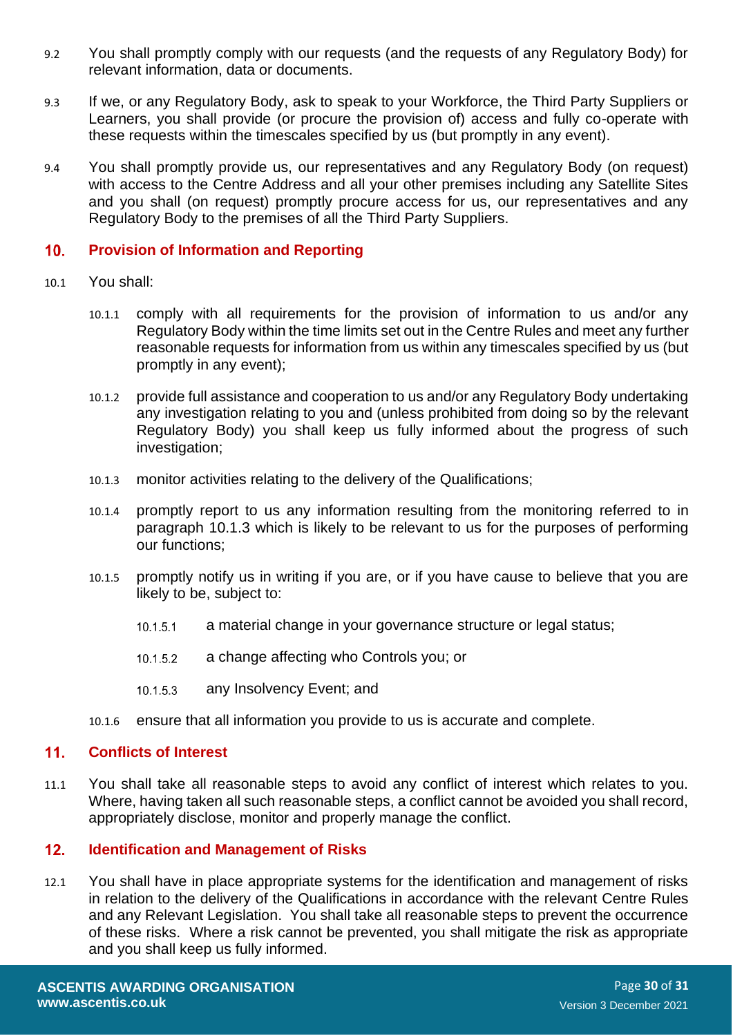9.2 You shall promptly comply with our requests (and the requests of any Regulatory Body) for relevant information, data or documents.

9.3 If we, or any Regulatory Body, ask to speak to your Workforce, the Third Party Suppliers or Learners, you shall provide (or procure the provision of) access and fully co-operate with these requests within the timescales specified by us (but promptly in any event).

9.4 You shall promptly provide us, our representatives and any Regulatory Body (on request) with access to the Centre Address and all your other premises including any Satellite Sites and you shall (on request) promptly procure access for us, our representatives and any Regulatory Body to the premises of all the Third Party Suppliers.

## 10. Provision of Information and Reporting

10.1 You shall:

10.1.1 comply with all requirements for the provision of information to us and/or any Regulatory Body within the time limits set out in the Centre Rules and meet any further reasonable requests for information from us within any timescales specified by us (but promptly in any event);

10.1.2 provide full assistance and cooperation to us and/or any Regulatory Body undertaking any investigation relating to you and (unless prohibited from doing so by the relevant Regulatory Body) you shall keep us fully informed about the progress of such investigation;

10.1.3 monitor activities relating to the delivery of the Qualifications;

10.1.4 promptly report to us any information resulting from the monitoring referred to in paragraph 10.1.3 which is likely to be relevant to us for the purposes of performing our functions;

10.1.5 promptly notify us in writing if you are, or if you have cause to believe that you are likely to be, subject to:

10.1.5.1 a material change in your governance structure or legal status;

10.1.5.2 a change affecting who Controls you; or

10.1.5.3 any Insolvency Event; and

10.1.6 ensure that all information you provide to us is accurate and complete.

## 11. Conflicts of Interest

11.1 You shall take all reasonable steps to avoid any conflict of interest which relates to you. Where, having taken all such reasonable steps, a conflict cannot be avoided you shall record, appropriately disclose, monitor and properly manage the conflict.

## 12. Identification and Management of Risks

12.1 You shall have in place appropriate systems for the identification and management of risks in relation to the delivery of the Qualifications in accordance with the relevant Centre Rules and any Relevant Legislation. You shall take all reasonable steps to prevent the occurrence of these risks. Where a risk cannot be prevented, you shall mitigate the risk as appropriate and you shall keep us fully informed.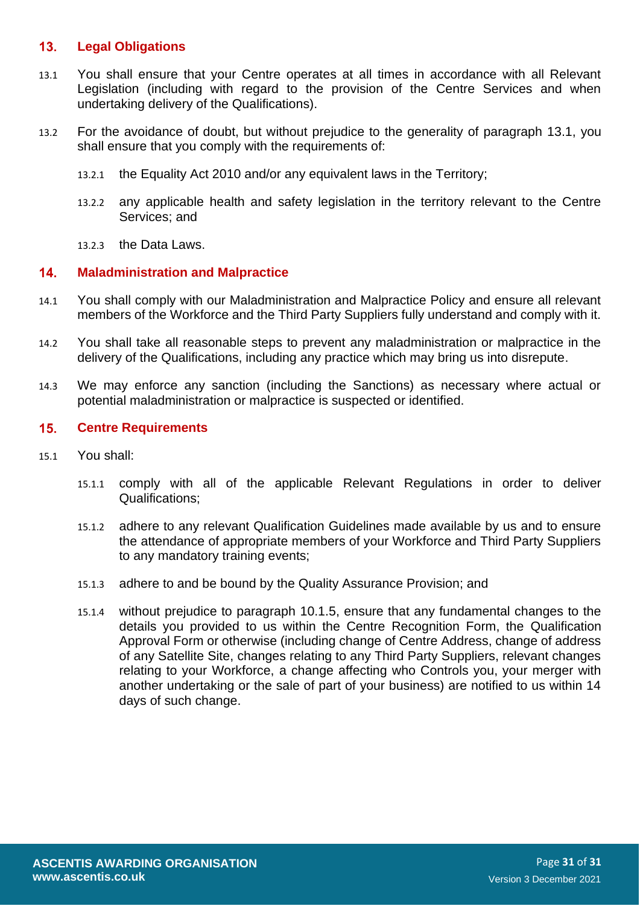## 13. Legal Obligations

13.1 You shall ensure that your Centre operates at all times in accordance with all Relevant Legislation (including with regard to the provision of the Centre Services and when undertaking delivery of the Qualifications).

13.2 For the avoidance of doubt, but without prejudice to the generality of paragraph 13.1, you shall ensure that you comply with the requirements of:

13.2.1 the Equality Act 2010 and/or any equivalent laws in the Territory;

13.2.2 any applicable health and safety legislation in the territory relevant to the Centre Services; and

13.2.3 the Data Laws.

## 14. Maladministration and Malpractice

14.1 You shall comply with our Maladministration and Malpractice Policy and ensure all relevant members of the Workforce and the Third Party Suppliers fully understand and comply with it.

14.2 You shall take all reasonable steps to prevent any maladministration or malpractice in the delivery of the Qualifications, including any practice which may bring us into disrepute.

14.3 We may enforce any sanction (including the Sanctions) as necessary where actual or potential maladministration or malpractice is suspected or identified.

## 15. Centre Requirements

15.1 You shall:

15.1.1 comply with all of the applicable Relevant Regulations in order to deliver Qualifications;

15.1.2 adhere to any relevant Qualification Guidelines made available by us and to ensure the attendance of appropriate members of your Workforce and Third Party Suppliers to any mandatory training events;

15.1.3 adhere to and be bound by the Quality Assurance Provision; and

15.1.4 without prejudice to paragraph 10.1.5, ensure that any fundamental changes to the details you provided to us within the Centre Recognition Form, the Qualification Approval Form or otherwise (including change of Centre Address, change of address of any Satellite Site, changes relating to any Third Party Suppliers, relevant changes relating to your Workforce, a change affecting who Controls you, your merger with another undertaking or the sale of part of your business) are notified to us within 14 days of such change.